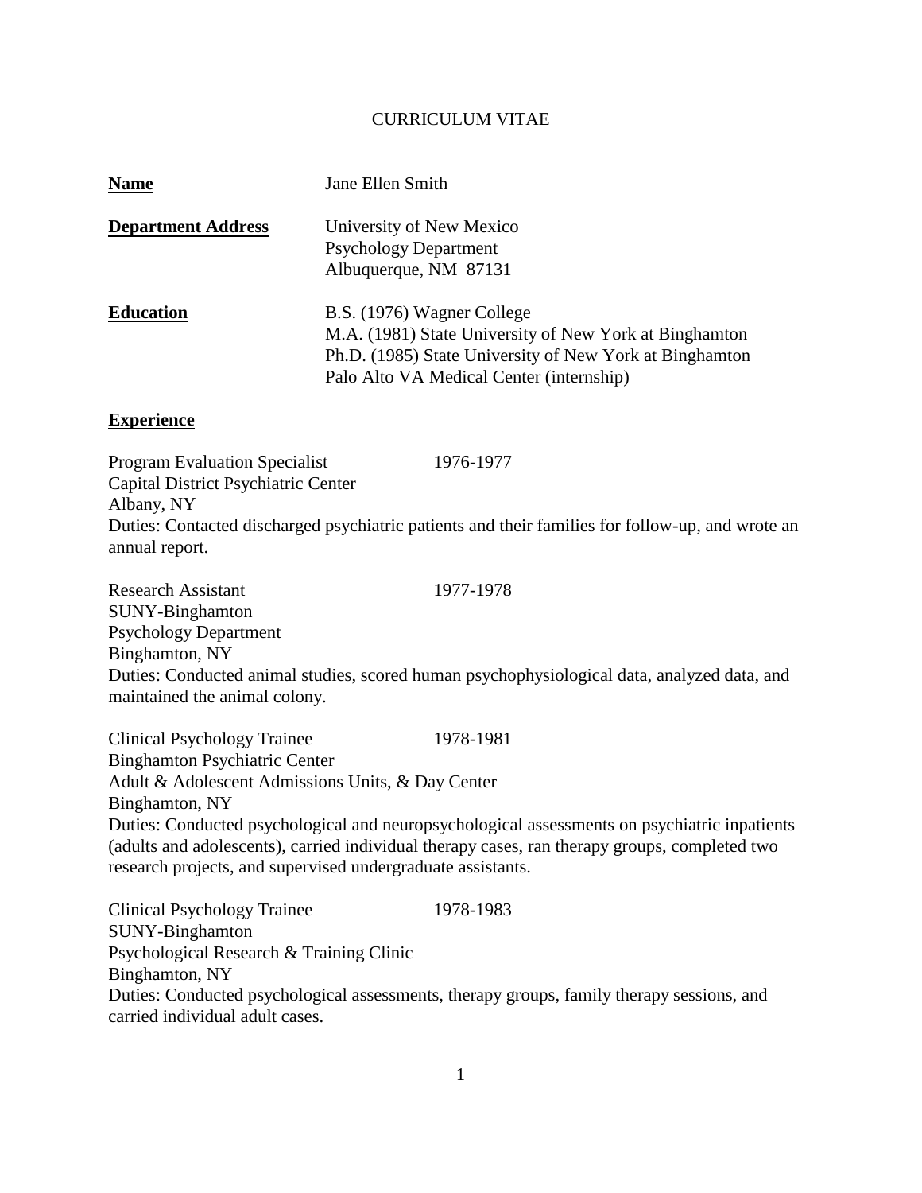# CURRICULUM VITAE

**Name**: Jane Ellen Smith

**Department Address**:
University of New Mexico
Psychology Department
Albuquerque, NM 87131

**Education**:
B.S. (1976) Wagner College
M.A. (1981) State University of New York at Binghamton
Ph.D. (1985) State University of New York at Binghamton
Palo Alto VA Medical Center (internship)

## Experience

Program Evaluation Specialist — 1976-1977
Capital District Psychiatric Center
Albany, NY
Duties: Contacted discharged psychiatric patients and their families for follow-up, and wrote an annual report.

Research Assistant — 1977-1978
SUNY-Binghamton
Psychology Department
Binghamton, NY
Duties: Conducted animal studies, scored human psychophysiological data, analyzed data, and maintained the animal colony.

Clinical Psychology Trainee — 1978-1981
Binghamton Psychiatric Center
Adult & Adolescent Admissions Units, & Day Center
Binghamton, NY
Duties: Conducted psychological and neuropsychological assessments on psychiatric inpatients (adults and adolescents), carried individual therapy cases, ran therapy groups, completed two research projects, and supervised undergraduate assistants.

Clinical Psychology Trainee — 1978-1983
SUNY-Binghamton
Psychological Research & Training Clinic
Binghamton, NY
Duties: Conducted psychological assessments, therapy groups, family therapy sessions, and carried individual adult cases.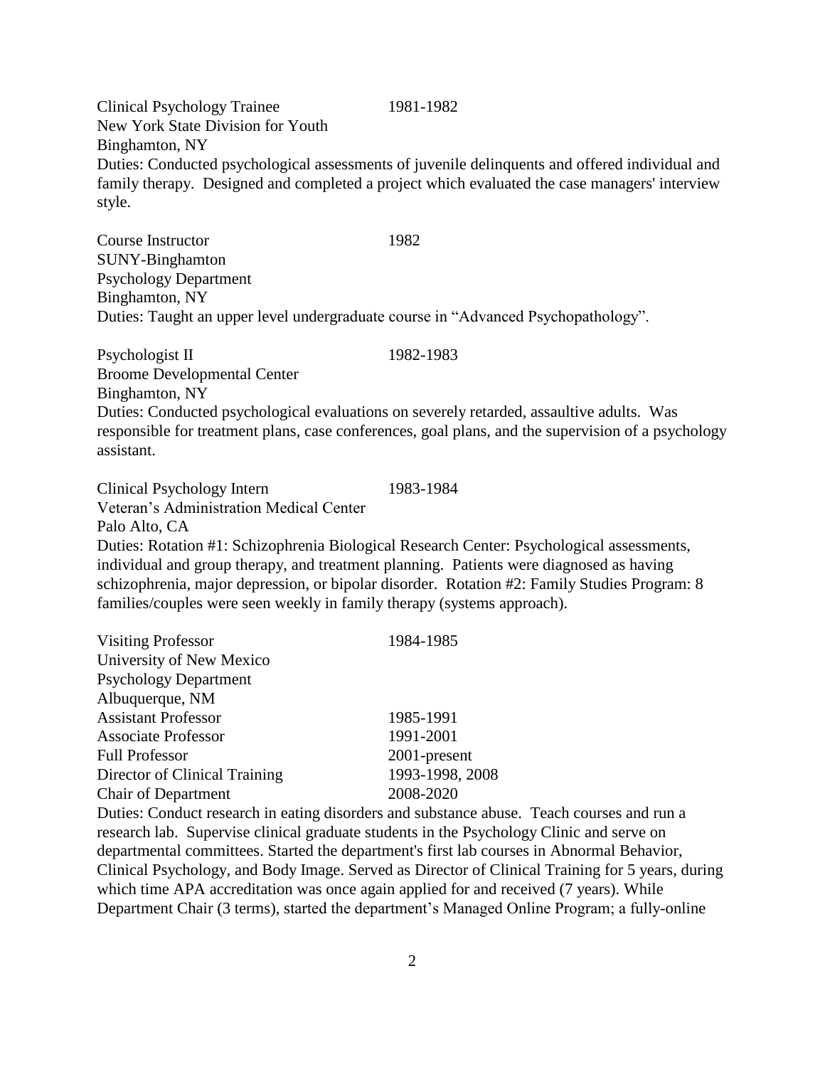Clinical Psychology Trainee 1981-1982
New York State Division for Youth
Binghamton, NY
Duties: Conducted psychological assessments of juvenile delinquents and offered individual and family therapy. Designed and completed a project which evaluated the case managers' interview style.

Course Instructor 1982
SUNY-Binghamton
Psychology Department
Binghamton, NY
Duties: Taught an upper level undergraduate course in "Advanced Psychopathology".

Psychologist II 1982-1983
Broome Developmental Center
Binghamton, NY
Duties: Conducted psychological evaluations on severely retarded, assaultive adults. Was responsible for treatment plans, case conferences, goal plans, and the supervision of a psychology assistant.

Clinical Psychology Intern 1983-1984
Veteran's Administration Medical Center
Palo Alto, CA
Duties: Rotation #1: Schizophrenia Biological Research Center: Psychological assessments, individual and group therapy, and treatment planning. Patients were diagnosed as having schizophrenia, major depression, or bipolar disorder. Rotation #2: Family Studies Program: 8 families/couples were seen weekly in family therapy (systems approach).

Visiting Professor 1984-1985
University of New Mexico
Psychology Department
Albuquerque, NM
Assistant Professor 1985-1991
Associate Professor 1991-2001
Full Professor 2001-present
Director of Clinical Training 1993-1998, 2008
Chair of Department 2008-2020
Duties: Conduct research in eating disorders and substance abuse. Teach courses and run a research lab. Supervise clinical graduate students in the Psychology Clinic and serve on departmental committees. Started the department's first lab courses in Abnormal Behavior, Clinical Psychology, and Body Image. Served as Director of Clinical Training for 5 years, during which time APA accreditation was once again applied for and received (7 years). While Department Chair (3 terms), started the department's Managed Online Program; a fully-online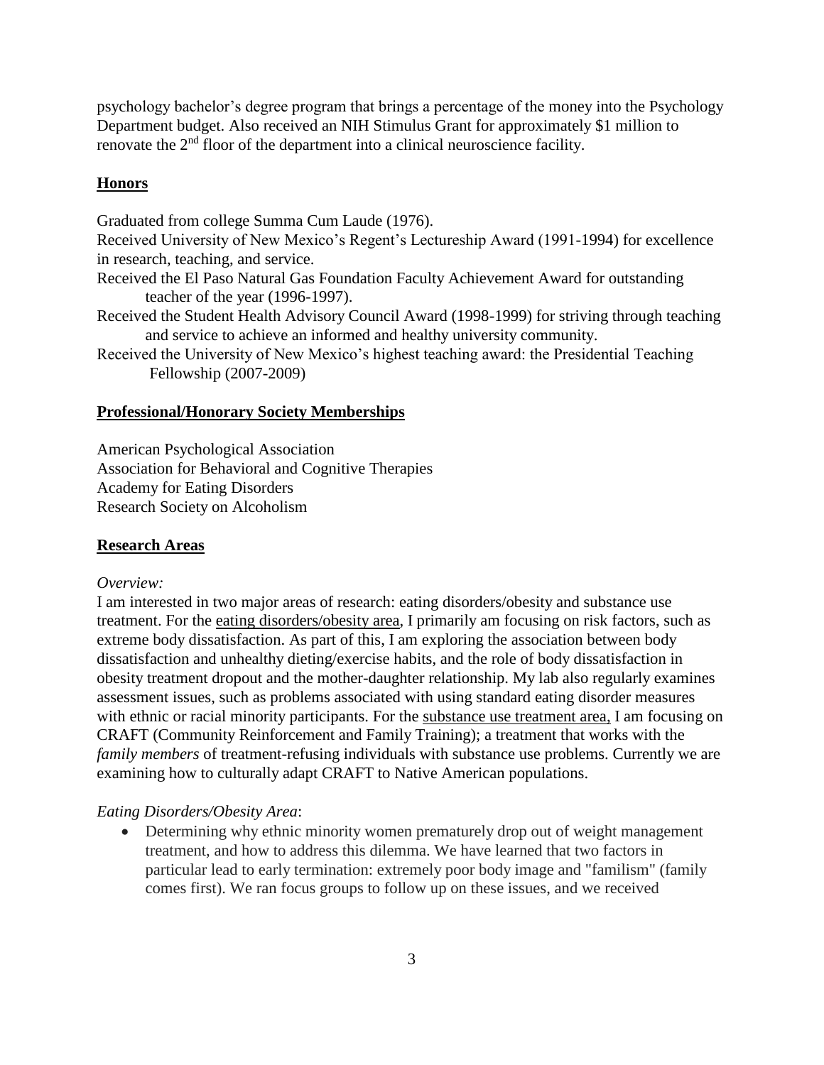psychology bachelor's degree program that brings a percentage of the money into the Psychology Department budget. Also received an NIH Stimulus Grant for approximately $1 million to renovate the 2nd floor of the department into a clinical neuroscience facility.

## Honors

Graduated from college Summa Cum Laude (1976).

Received University of New Mexico's Regent's Lectureship Award (1991-1994) for excellence in research, teaching, and service.

Received the El Paso Natural Gas Foundation Faculty Achievement Award for outstanding teacher of the year (1996-1997).

Received the Student Health Advisory Council Award (1998-1999) for striving through teaching and service to achieve an informed and healthy university community.

Received the University of New Mexico's highest teaching award: the Presidential Teaching Fellowship (2007-2009)

## Professional/Honorary Society Memberships

American Psychological Association
Association for Behavioral and Cognitive Therapies
Academy for Eating Disorders
Research Society on Alcoholism

## Research Areas

*Overview:*

I am interested in two major areas of research: eating disorders/obesity and substance use treatment. For the eating disorders/obesity area, I primarily am focusing on risk factors, such as extreme body dissatisfaction. As part of this, I am exploring the association between body dissatisfaction and unhealthy dieting/exercise habits, and the role of body dissatisfaction in obesity treatment dropout and the mother-daughter relationship. My lab also regularly examines assessment issues, such as problems associated with using standard eating disorder measures with ethnic or racial minority participants. For the substance use treatment area, I am focusing on CRAFT (Community Reinforcement and Family Training); a treatment that works with the *family members* of treatment-refusing individuals with substance use problems. Currently we are examining how to culturally adapt CRAFT to Native American populations.

*Eating Disorders/Obesity Area*:

- Determining why ethnic minority women prematurely drop out of weight management treatment, and how to address this dilemma. We have learned that two factors in particular lead to early termination: extremely poor body image and "familism" (family comes first). We ran focus groups to follow up on these issues, and we received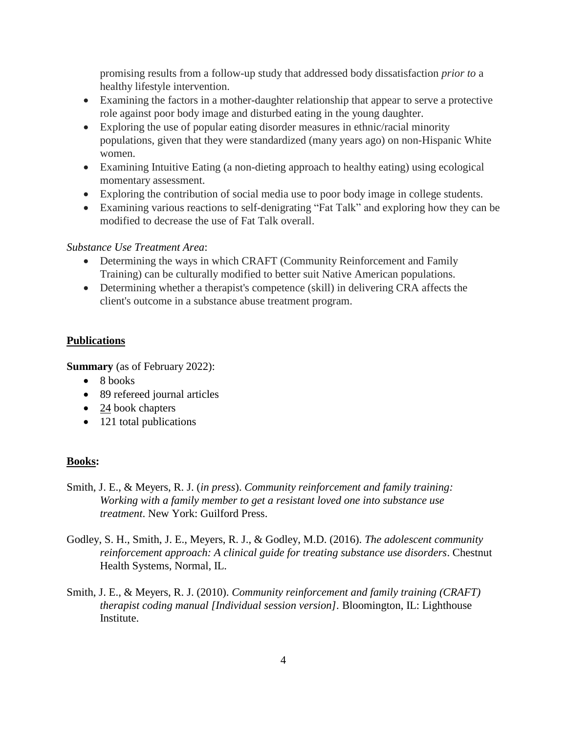promising results from a follow-up study that addressed body dissatisfaction *prior to* a healthy lifestyle intervention.

- Examining the factors in a mother-daughter relationship that appear to serve a protective role against poor body image and disturbed eating in the young daughter.
- Exploring the use of popular eating disorder measures in ethnic/racial minority populations, given that they were standardized (many years ago) on non-Hispanic White women.
- Examining Intuitive Eating (a non-dieting approach to healthy eating) using ecological momentary assessment.
- Exploring the contribution of social media use to poor body image in college students.
- Examining various reactions to self-denigrating "Fat Talk" and exploring how they can be modified to decrease the use of Fat Talk overall.

*Substance Use Treatment Area*:

- Determining the ways in which CRAFT (Community Reinforcement and Family Training) can be culturally modified to better suit Native American populations.
- Determining whether a therapist's competence (skill) in delivering CRA affects the client's outcome in a substance abuse treatment program.

## Publications

**Summary** (as of February 2022):

- 8 books
- 89 refereed journal articles
- 24 book chapters
- 121 total publications

## Books:

Smith, J. E., & Meyers, R. J. (*in press*). *Community reinforcement and family training: Working with a family member to get a resistant loved one into substance use treatment*. New York: Guilford Press.

Godley, S. H., Smith, J. E., Meyers, R. J., & Godley, M.D. (2016). *The adolescent community reinforcement approach: A clinical guide for treating substance use disorders*. Chestnut Health Systems, Normal, IL.

Smith, J. E., & Meyers, R. J. (2010). *Community reinforcement and family training (CRAFT) therapist coding manual [Individual session version]*. Bloomington, IL: Lighthouse Institute.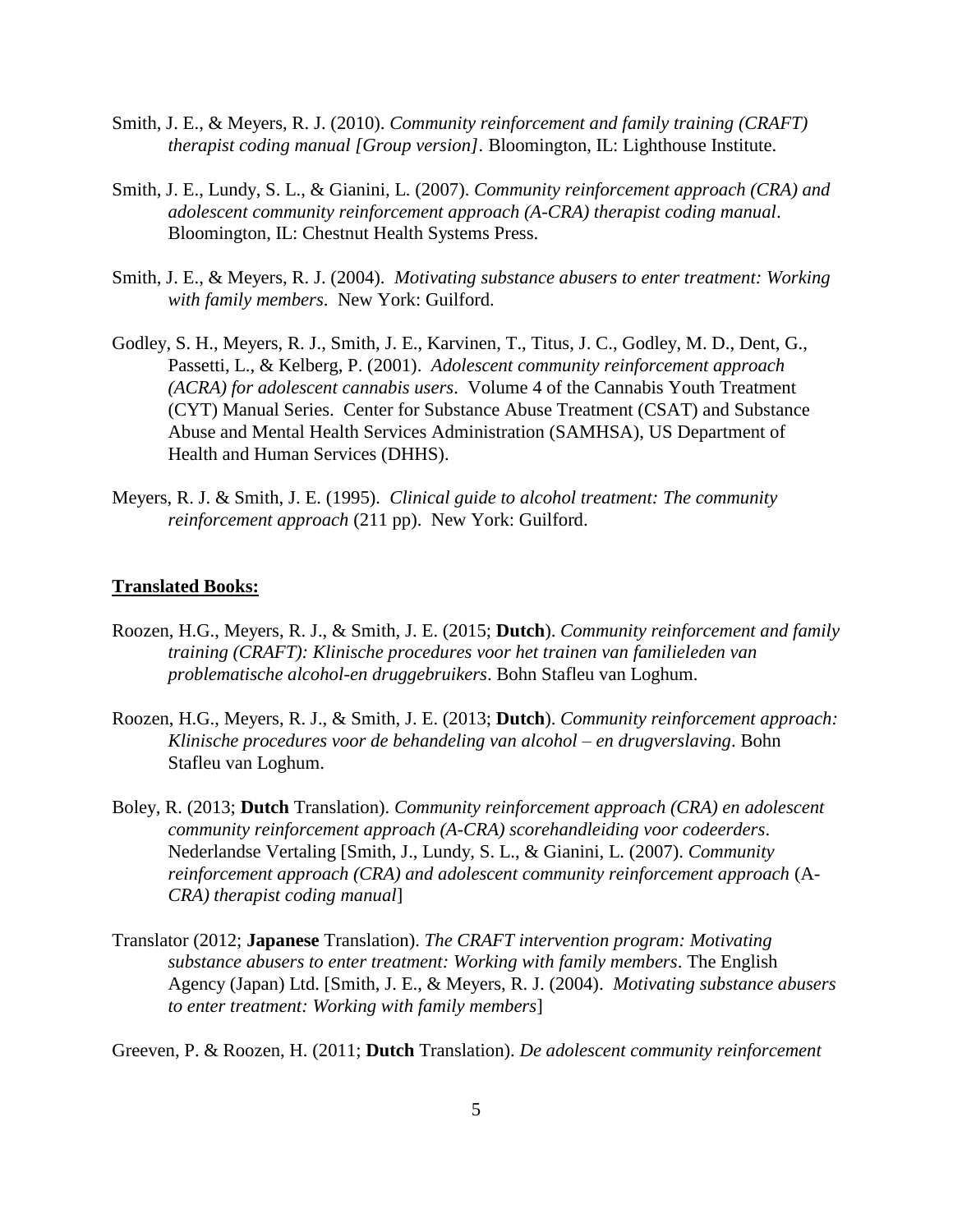Smith, J. E., & Meyers, R. J. (2010). *Community reinforcement and family training (CRAFT) therapist coding manual [Group version]*. Bloomington, IL: Lighthouse Institute.

Smith, J. E., Lundy, S. L., & Gianini, L. (2007). *Community reinforcement approach (CRA) and adolescent community reinforcement approach (A-CRA) therapist coding manual*. Bloomington, IL: Chestnut Health Systems Press.

Smith, J. E., & Meyers, R. J. (2004). *Motivating substance abusers to enter treatment: Working with family members*. New York: Guilford.

Godley, S. H., Meyers, R. J., Smith, J. E., Karvinen, T., Titus, J. C., Godley, M. D., Dent, G., Passetti, L., & Kelberg, P. (2001). *Adolescent community reinforcement approach (ACRA) for adolescent cannabis users*. Volume 4 of the Cannabis Youth Treatment (CYT) Manual Series. Center for Substance Abuse Treatment (CSAT) and Substance Abuse and Mental Health Services Administration (SAMHSA), US Department of Health and Human Services (DHHS).

Meyers, R. J. & Smith, J. E. (1995). *Clinical guide to alcohol treatment: The community reinforcement approach* (211 pp). New York: Guilford.

**Translated Books:**

Roozen, H.G., Meyers, R. J., & Smith, J. E. (2015; **Dutch**). *Community reinforcement and family training (CRAFT): Klinische procedures voor het trainen van familieleden van problematische alcohol-en druggebruikers*. Bohn Stafleu van Loghum.

Roozen, H.G., Meyers, R. J., & Smith, J. E. (2013; **Dutch**). *Community reinforcement approach: Klinische procedures voor de behandeling van alcohol – en drugverslaving*. Bohn Stafleu van Loghum.

Boley, R. (2013; **Dutch** Translation). *Community reinforcement approach (CRA) en adolescent community reinforcement approach (A-CRA) scorehandleiding voor codeerders*. Nederlandse Vertaling [Smith, J., Lundy, S. L., & Gianini, L. (2007). *Community reinforcement approach (CRA) and adolescent community reinforcement approach* (A-*CRA) therapist coding manual*]

Translator (2012; **Japanese** Translation). *The CRAFT intervention program: Motivating substance abusers to enter treatment: Working with family members*. The English Agency (Japan) Ltd. [Smith, J. E., & Meyers, R. J. (2004). *Motivating substance abusers to enter treatment: Working with family members*]

Greeven, P. & Roozen, H. (2011; **Dutch** Translation). *De adolescent community reinforcement*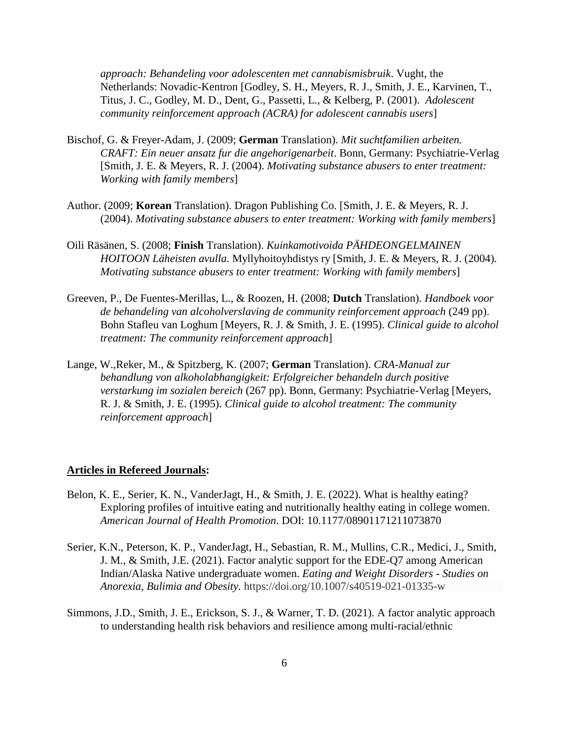*approach: Behandeling voor adolescenten met cannabismisbruik*. Vught, the Netherlands: Novadic-Kentron [Godley, S. H., Meyers, R. J., Smith, J. E., Karvinen, T., Titus, J. C., Godley, M. D., Dent, G., Passetti, L., & Kelberg, P. (2001). *Adolescent community reinforcement approach (ACRA) for adolescent cannabis users*]

Bischof, G. & Freyer-Adam, J. (2009; **German** Translation). *Mit suchtfamilien arbeiten. CRAFT: Ein neuer ansatz fur die angehorigenarbeit*. Bonn, Germany: Psychiatrie-Verlag [Smith, J. E. & Meyers, R. J. (2004). *Motivating substance abusers to enter treatment: Working with family members*]

Author. (2009; **Korean** Translation). Dragon Publishing Co. [Smith, J. E. & Meyers, R. J. (2004). *Motivating substance abusers to enter treatment: Working with family members*]

Oili Räsänen, S. (2008; **Finish** Translation). *Kuinkamotivoida PÄHDEONGELMAINEN HOITOON Läheisten avulla*. Myllyhoitoyhdistys ry [Smith, J. E. & Meyers, R. J. (2004). *Motivating substance abusers to enter treatment: Working with family members*]

Greeven, P., De Fuentes-Merillas, L., & Roozen, H. (2008; **Dutch** Translation). *Handboek voor de behandeling van alcoholverslaving de community reinforcement approach* (249 pp). Bohn Stafleu van Loghum [Meyers, R. J. & Smith, J. E. (1995). *Clinical guide to alcohol treatment: The community reinforcement approach*]

Lange, W.,Reker, M., & Spitzberg, K. (2007; **German** Translation). *CRA-Manual zur behandlung von alkoholabhangigkeit: Erfolgreicher behandeln durch positive verstarkung im sozialen bereich* (267 pp). Bonn, Germany: Psychiatrie-Verlag [Meyers, R. J. & Smith, J. E. (1995). *Clinical guide to alcohol treatment: The community reinforcement approach*]

**Articles in Refereed Journals:**

Belon, K. E., Serier, K. N., VanderJagt, H., & Smith, J. E. (2022). What is healthy eating? Exploring profiles of intuitive eating and nutritionally healthy eating in college women. *American Journal of Health Promotion*. DOI: 10.1177/08901171211073870

Serier, K.N., Peterson, K. P., VanderJagt, H., Sebastian, R. M., Mullins, C.R., Medici, J., Smith, J. M., & Smith, J.E. (2021). Factor analytic support for the EDE-Q7 among American Indian/Alaska Native undergraduate women. *Eating and Weight Disorders - Studies on Anorexia, Bulimia and Obesity.* https://doi.org/10.1007/s40519-021-01335-w

Simmons, J.D., Smith, J. E., Erickson, S. J., & Warner, T. D. (2021). A factor analytic approach to understanding health risk behaviors and resilience among multi-racial/ethnic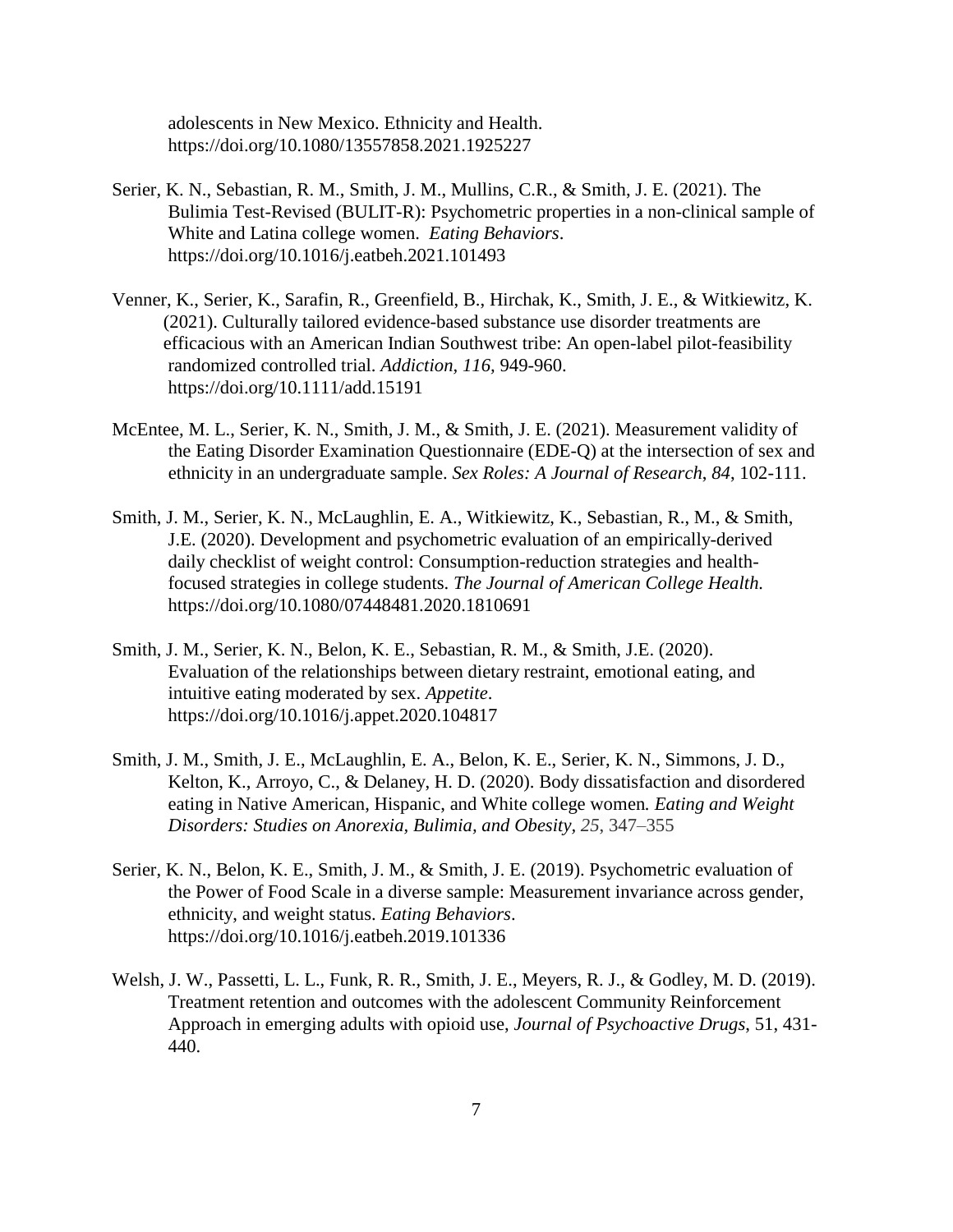adolescents in New Mexico. Ethnicity and Health. https://doi.org/10.1080/13557858.2021.1925227

Serier, K. N., Sebastian, R. M., Smith, J. M., Mullins, C.R., & Smith, J. E. (2021). The Bulimia Test-Revised (BULIT-R): Psychometric properties in a non-clinical sample of White and Latina college women. *Eating Behaviors*. https://doi.org/10.1016/j.eatbeh.2021.101493

Venner, K., Serier, K., Sarafin, R., Greenfield, B., Hirchak, K., Smith, J. E., & Witkiewitz, K. (2021). Culturally tailored evidence-based substance use disorder treatments are efficacious with an American Indian Southwest tribe: An open-label pilot-feasibility randomized controlled trial. *Addiction, 116,* 949-960. https://doi.org/10.1111/add.15191

McEntee, M. L., Serier, K. N., Smith, J. M., & Smith, J. E. (2021). Measurement validity of the Eating Disorder Examination Questionnaire (EDE-Q) at the intersection of sex and ethnicity in an undergraduate sample. *Sex Roles: A Journal of Research*, *84*, 102-111.

Smith, J. M., Serier, K. N., McLaughlin, E. A., Witkiewitz, K., Sebastian, R., M., & Smith, J.E. (2020). Development and psychometric evaluation of an empirically-derived daily checklist of weight control: Consumption-reduction strategies and health-focused strategies in college students. *The Journal of American College Health.* https://doi.org/10.1080/07448481.2020.1810691

Smith, J. M., Serier, K. N., Belon, K. E., Sebastian, R. M., & Smith, J.E. (2020). Evaluation of the relationships between dietary restraint, emotional eating, and intuitive eating moderated by sex. *Appetite*. https://doi.org/10.1016/j.appet.2020.104817

Smith, J. M., Smith, J. E., McLaughlin, E. A., Belon, K. E., Serier, K. N., Simmons, J. D., Kelton, K., Arroyo, C., & Delaney, H. D. (2020). Body dissatisfaction and disordered eating in Native American, Hispanic, and White college women*. Eating and Weight Disorders: Studies on Anorexia, Bulimia, and Obesity*, *25*, 347–355

Serier, K. N., Belon, K. E., Smith, J. M., & Smith, J. E. (2019). Psychometric evaluation of the Power of Food Scale in a diverse sample: Measurement invariance across gender, ethnicity, and weight status. *Eating Behaviors*. https://doi.org/10.1016/j.eatbeh.2019.101336

Welsh, J. W., Passetti, L. L., Funk, R. R., Smith, J. E., Meyers, R. J., & Godley, M. D. (2019). Treatment retention and outcomes with the adolescent Community Reinforcement Approach in emerging adults with opioid use, *Journal of Psychoactive Drugs*, 51, 431-440.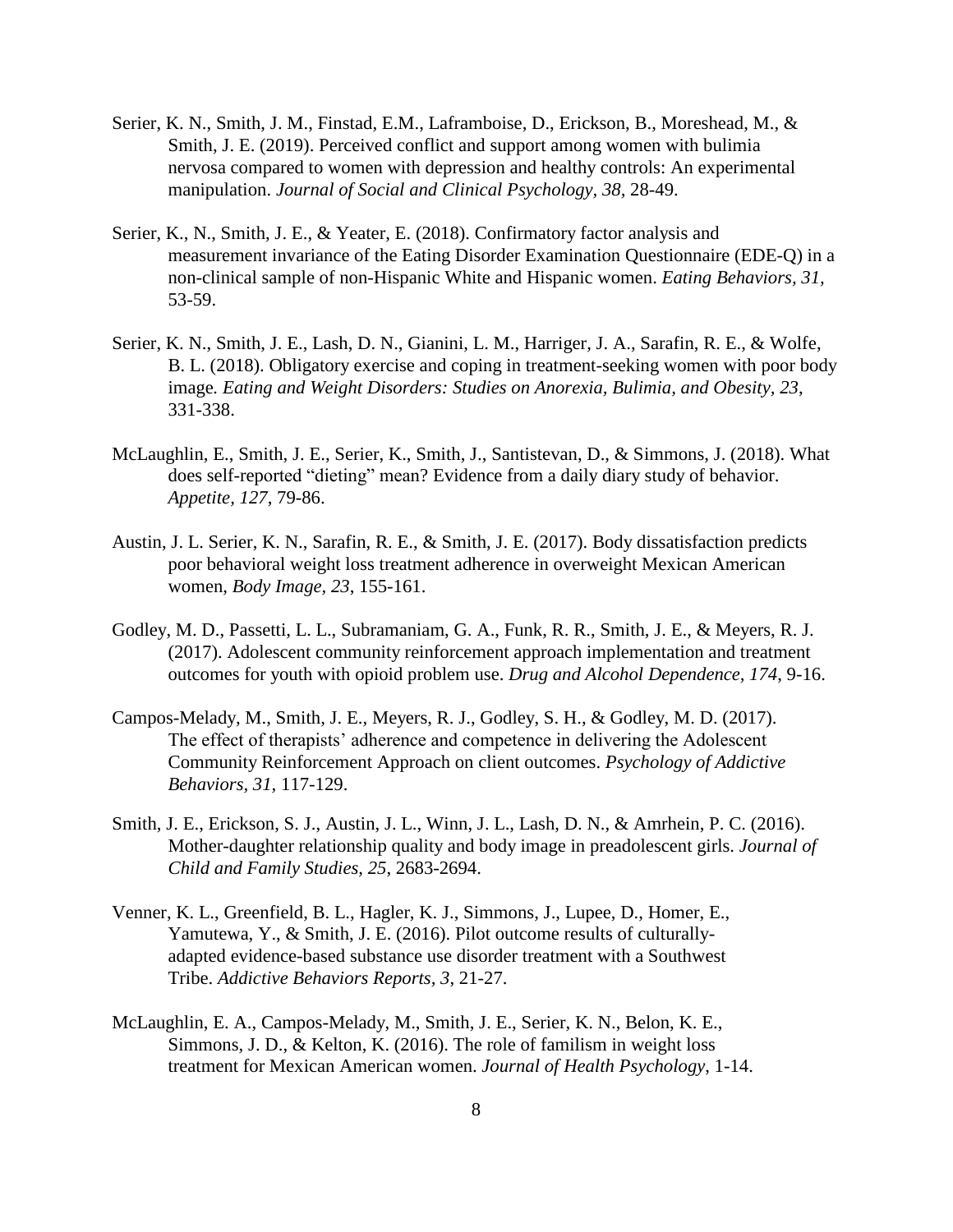Serier, K. N., Smith, J. M., Finstad, E.M., Laframboise, D., Erickson, B., Moreshead, M., & Smith, J. E. (2019). Perceived conflict and support among women with bulimia nervosa compared to women with depression and healthy controls: An experimental manipulation. *Journal of Social and Clinical Psychology, 38*, 28-49.

Serier, K., N., Smith, J. E., & Yeater, E. (2018). Confirmatory factor analysis and measurement invariance of the Eating Disorder Examination Questionnaire (EDE-Q) in a non-clinical sample of non-Hispanic White and Hispanic women. *Eating Behaviors, 31*, 53-59.

Serier, K. N., Smith, J. E., Lash, D. N., Gianini, L. M., Harriger, J. A., Sarafin, R. E., & Wolfe, B. L. (2018). Obligatory exercise and coping in treatment-seeking women with poor body image. *Eating and Weight Disorders: Studies on Anorexia, Bulimia, and Obesity, 23*, 331-338.

McLaughlin, E., Smith, J. E., Serier, K., Smith, J., Santistevan, D., & Simmons, J. (2018). What does self-reported "dieting" mean? Evidence from a daily diary study of behavior. *Appetite, 127*, 79-86.

Austin, J. L. Serier, K. N., Sarafin, R. E., & Smith, J. E. (2017). Body dissatisfaction predicts poor behavioral weight loss treatment adherence in overweight Mexican American women, *Body Image, 23*, 155-161.

Godley, M. D., Passetti, L. L., Subramaniam, G. A., Funk, R. R., Smith, J. E., & Meyers, R. J. (2017). Adolescent community reinforcement approach implementation and treatment outcomes for youth with opioid problem use. *Drug and Alcohol Dependence, 174*, 9-16.

Campos-Melady, M., Smith, J. E., Meyers, R. J., Godley, S. H., & Godley, M. D. (2017). The effect of therapists' adherence and competence in delivering the Adolescent Community Reinforcement Approach on client outcomes. *Psychology of Addictive Behaviors, 31*, 117-129.

Smith, J. E., Erickson, S. J., Austin, J. L., Winn, J. L., Lash, D. N., & Amrhein, P. C. (2016). Mother-daughter relationship quality and body image in preadolescent girls. *Journal of Child and Family Studies, 25*, 2683-2694.

Venner, K. L., Greenfield, B. L., Hagler, K. J., Simmons, J., Lupee, D., Homer, E., Yamutewa, Y., & Smith, J. E. (2016). Pilot outcome results of culturally-adapted evidence-based substance use disorder treatment with a Southwest Tribe. *Addictive Behaviors Reports, 3*, 21-27.

McLaughlin, E. A., Campos-Melady, M., Smith, J. E., Serier, K. N., Belon, K. E., Simmons, J. D., & Kelton, K. (2016). The role of familism in weight loss treatment for Mexican American women. *Journal of Health Psychology*, 1-14.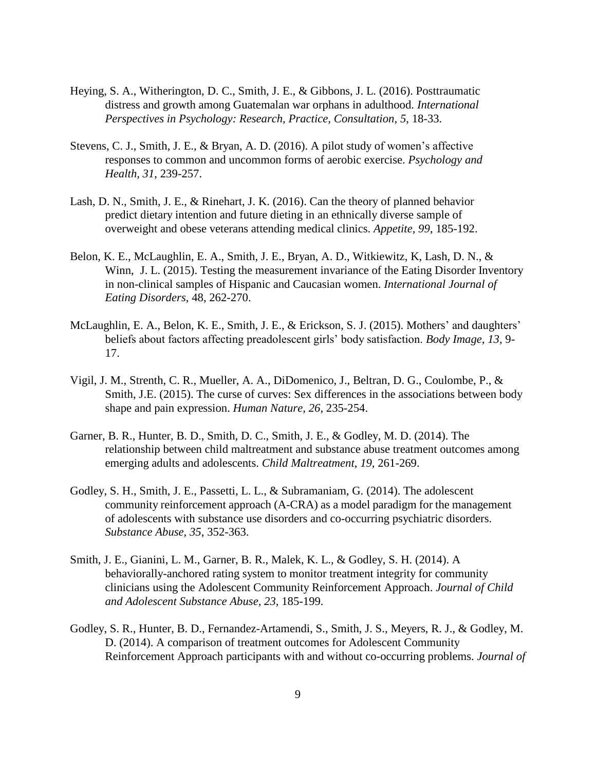Heying, S. A., Witherington, D. C., Smith, J. E., & Gibbons, J. L. (2016). Posttraumatic distress and growth among Guatemalan war orphans in adulthood. *International Perspectives in Psychology: Research, Practice, Consultation, 5*, 18-33.

Stevens, C. J., Smith, J. E., & Bryan, A. D. (2016). A pilot study of women's affective responses to common and uncommon forms of aerobic exercise. *Psychology and Health, 31*, 239-257.

Lash, D. N., Smith, J. E., & Rinehart, J. K. (2016). Can the theory of planned behavior predict dietary intention and future dieting in an ethnically diverse sample of overweight and obese veterans attending medical clinics. *Appetite, 99*, 185-192.

Belon, K. E., McLaughlin, E. A., Smith, J. E., Bryan, A. D., Witkiewitz, K, Lash, D. N., & Winn, J. L. (2015). Testing the measurement invariance of the Eating Disorder Inventory in non-clinical samples of Hispanic and Caucasian women. *International Journal of Eating Disorders*, 48, 262-270.

McLaughlin, E. A., Belon, K. E., Smith, J. E., & Erickson, S. J. (2015). Mothers' and daughters' beliefs about factors affecting preadolescent girls' body satisfaction. *Body Image, 13,* 9-17.

Vigil, J. M., Strenth, C. R., Mueller, A. A., DiDomenico, J., Beltran, D. G., Coulombe, P., & Smith, J.E. (2015). The curse of curves: Sex differences in the associations between body shape and pain expression. *Human Nature, 26*, 235-254.

Garner, B. R., Hunter, B. D., Smith, D. C., Smith, J. E., & Godley, M. D. (2014). The relationship between child maltreatment and substance abuse treatment outcomes among emerging adults and adolescents. *Child Maltreatment*, *19*, 261-269.

Godley, S. H., Smith, J. E., Passetti, L. L., & Subramaniam, G. (2014). The adolescent community reinforcement approach (A-CRA) as a model paradigm for the management of adolescents with substance use disorders and co-occurring psychiatric disorders. *Substance Abuse, 35*, 352-363.

Smith, J. E., Gianini, L. M., Garner, B. R., Malek, K. L., & Godley, S. H. (2014). A behaviorally-anchored rating system to monitor treatment integrity for community clinicians using the Adolescent Community Reinforcement Approach. *Journal of Child and Adolescent Substance Abuse, 23,* 185-199.

Godley, S. R., Hunter, B. D., Fernandez-Artamendi, S., Smith, J. S., Meyers, R. J., & Godley, M. D. (2014). A comparison of treatment outcomes for Adolescent Community Reinforcement Approach participants with and without co-occurring problems. *Journal of*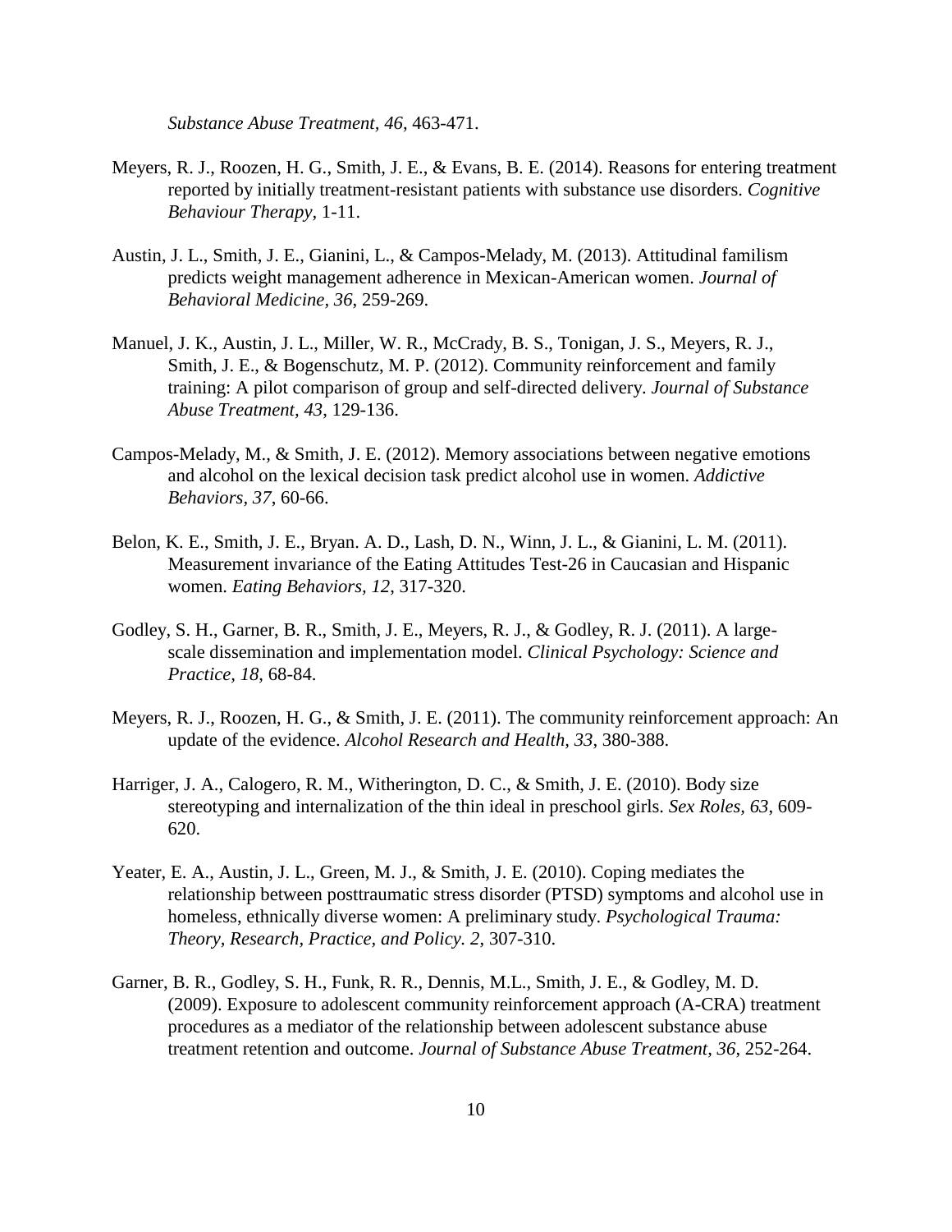*Substance Abuse Treatment, 46*, 463-471.

Meyers, R. J., Roozen, H. G., Smith, J. E., & Evans, B. E. (2014). Reasons for entering treatment reported by initially treatment-resistant patients with substance use disorders. *Cognitive Behaviour Therapy*, 1-11.

Austin, J. L., Smith, J. E., Gianini, L., & Campos-Melady, M. (2013). Attitudinal familism predicts weight management adherence in Mexican-American women. *Journal of Behavioral Medicine, 36*, 259-269.

Manuel, J. K., Austin, J. L., Miller, W. R., McCrady, B. S., Tonigan, J. S., Meyers, R. J., Smith, J. E., & Bogenschutz, M. P. (2012). Community reinforcement and family training: A pilot comparison of group and self-directed delivery. *Journal of Substance Abuse Treatment*, *43*, 129-136.

Campos-Melady, M., & Smith, J. E. (2012). Memory associations between negative emotions and alcohol on the lexical decision task predict alcohol use in women. *Addictive Behaviors*, *37*, 60-66.

Belon, K. E., Smith, J. E., Bryan. A. D., Lash, D. N., Winn, J. L., & Gianini, L. M. (2011). Measurement invariance of the Eating Attitudes Test-26 in Caucasian and Hispanic women. *Eating Behaviors, 12*, 317-320.

Godley, S. H., Garner, B. R., Smith, J. E., Meyers, R. J., & Godley, R. J. (2011). A large-scale dissemination and implementation model. *Clinical Psychology: Science and Practice, 18*, 68-84.

Meyers, R. J., Roozen, H. G., & Smith, J. E. (2011). The community reinforcement approach: An update of the evidence. *Alcohol Research and Health, 33*, 380-388.

Harriger, J. A., Calogero, R. M., Witherington, D. C., & Smith, J. E. (2010). Body size stereotyping and internalization of the thin ideal in preschool girls. *Sex Roles, 63*, 609-620.

Yeater, E. A., Austin, J. L., Green, M. J., & Smith, J. E. (2010). Coping mediates the relationship between posttraumatic stress disorder (PTSD) symptoms and alcohol use in homeless, ethnically diverse women: A preliminary study. *Psychological Trauma: Theory, Research, Practice, and Policy. 2*, 307-310.

Garner, B. R., Godley, S. H., Funk, R. R., Dennis, M.L., Smith, J. E., & Godley, M. D. (2009). Exposure to adolescent community reinforcement approach (A-CRA) treatment procedures as a mediator of the relationship between adolescent substance abuse treatment retention and outcome. *Journal of Substance Abuse Treatment, 36*, 252-264.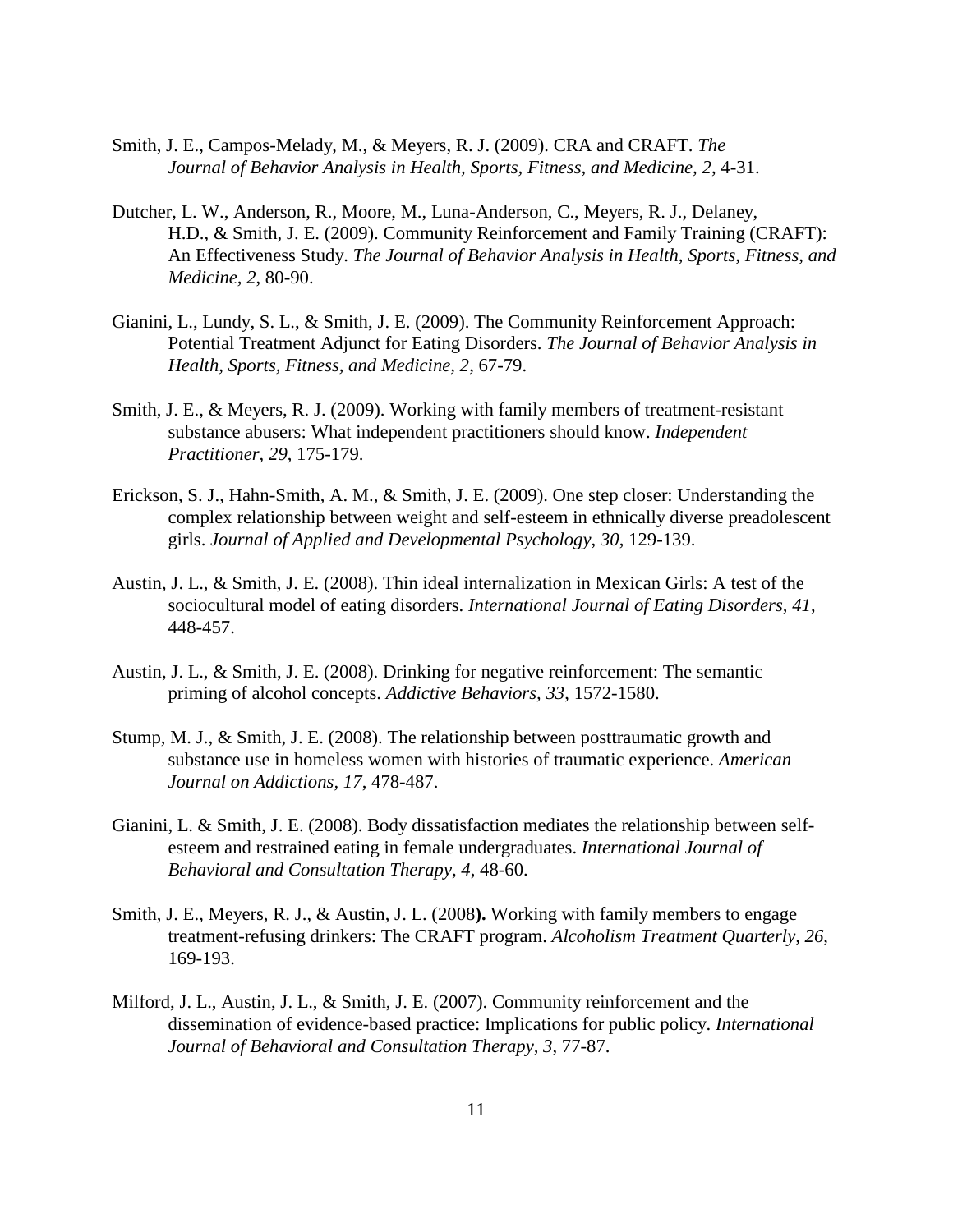Smith, J. E., Campos-Melady, M., & Meyers, R. J. (2009). CRA and CRAFT. *The Journal of Behavior Analysis in Health, Sports, Fitness, and Medicine, 2*, 4-31.

Dutcher, L. W., Anderson, R., Moore, M., Luna-Anderson, C., Meyers, R. J., Delaney, H.D., & Smith, J. E. (2009). Community Reinforcement and Family Training (CRAFT): An Effectiveness Study. *The Journal of Behavior Analysis in Health, Sports, Fitness, and Medicine, 2*, 80-90.

Gianini, L., Lundy, S. L., & Smith, J. E. (2009). The Community Reinforcement Approach: Potential Treatment Adjunct for Eating Disorders. *The Journal of Behavior Analysis in Health, Sports, Fitness, and Medicine, 2*, 67-79.

Smith, J. E., & Meyers, R. J. (2009). Working with family members of treatment-resistant substance abusers: What independent practitioners should know. *Independent Practitioner, 29*, 175-179.

Erickson, S. J., Hahn-Smith, A. M., & Smith, J. E. (2009). One step closer: Understanding the complex relationship between weight and self-esteem in ethnically diverse preadolescent girls. *Journal of Applied and Developmental Psychology, 30*, 129-139.

Austin, J. L., & Smith, J. E. (2008). Thin ideal internalization in Mexican Girls: A test of the sociocultural model of eating disorders. *International Journal of Eating Disorders, 41*, 448-457.

Austin, J. L., & Smith, J. E. (2008). Drinking for negative reinforcement: The semantic priming of alcohol concepts. *Addictive Behaviors, 33*, 1572-1580.

Stump, M. J., & Smith, J. E. (2008). The relationship between posttraumatic growth and substance use in homeless women with histories of traumatic experience. *American Journal on Addictions, 17*, 478-487.

Gianini, L. & Smith, J. E. (2008). Body dissatisfaction mediates the relationship between self-esteem and restrained eating in female undergraduates. *International Journal of Behavioral and Consultation Therapy, 4*, 48-60.

Smith, J. E., Meyers, R. J., & Austin, J. L. (2008**).** Working with family members to engage treatment-refusing drinkers: The CRAFT program. *Alcoholism Treatment Quarterly, 26*, 169-193.

Milford, J. L., Austin, J. L., & Smith, J. E. (2007). Community reinforcement and the dissemination of evidence-based practice: Implications for public policy. *International Journal of Behavioral and Consultation Therapy, 3*, 77-87.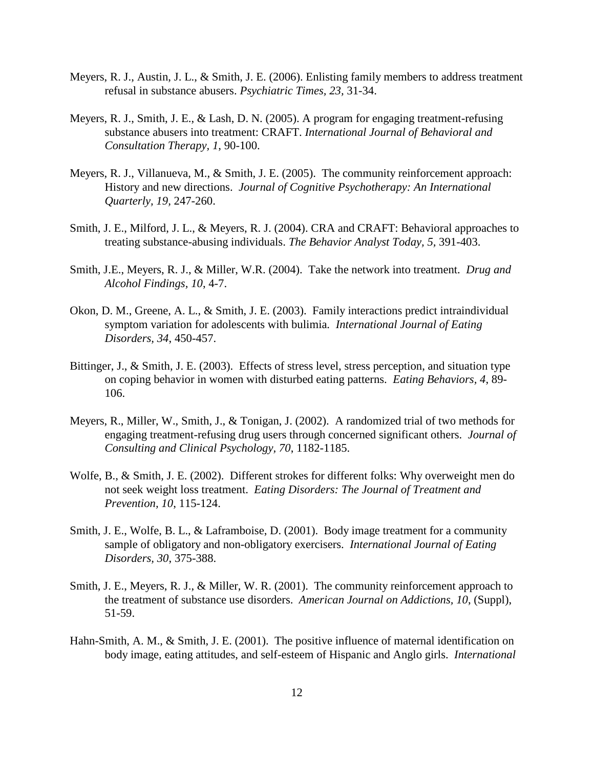Meyers, R. J., Austin, J. L., & Smith, J. E. (2006). Enlisting family members to address treatment refusal in substance abusers. *Psychiatric Times, 23*, 31-34.

Meyers, R. J., Smith, J. E., & Lash, D. N. (2005). A program for engaging treatment-refusing substance abusers into treatment: CRAFT. *International Journal of Behavioral and Consultation Therapy, 1*, 90-100.

Meyers, R. J., Villanueva, M., & Smith, J. E. (2005). The community reinforcement approach: History and new directions. *Journal of Cognitive Psychotherapy: An International Quarterly, 19*, 247-260.

Smith, J. E., Milford, J. L., & Meyers, R. J. (2004). CRA and CRAFT: Behavioral approaches to treating substance-abusing individuals. *The Behavior Analyst Today, 5*, 391-403.

Smith, J.E., Meyers, R. J., & Miller, W.R. (2004). Take the network into treatment. *Drug and Alcohol Findings, 10*, 4-7.

Okon, D. M., Greene, A. L., & Smith, J. E. (2003). Family interactions predict intraindividual symptom variation for adolescents with bulimia. *International Journal of Eating Disorders, 34*, 450-457.

Bittinger, J., & Smith, J. E. (2003). Effects of stress level, stress perception, and situation type on coping behavior in women with disturbed eating patterns. *Eating Behaviors, 4*, 89-106.

Meyers, R., Miller, W., Smith, J., & Tonigan, J. (2002). A randomized trial of two methods for engaging treatment-refusing drug users through concerned significant others. *Journal of Consulting and Clinical Psychology, 70*, 1182-1185.

Wolfe, B., & Smith, J. E. (2002). Different strokes for different folks: Why overweight men do not seek weight loss treatment. *Eating Disorders: The Journal of Treatment and Prevention, 10*, 115-124.

Smith, J. E., Wolfe, B. L., & Laframboise, D. (2001). Body image treatment for a community sample of obligatory and non-obligatory exercisers. *International Journal of Eating Disorders, 30*, 375-388.

Smith, J. E., Meyers, R. J., & Miller, W. R. (2001). The community reinforcement approach to the treatment of substance use disorders. *American Journal on Addictions, 10*, (Suppl), 51-59.

Hahn-Smith, A. M., & Smith, J. E. (2001). The positive influence of maternal identification on body image, eating attitudes, and self-esteem of Hispanic and Anglo girls. *International*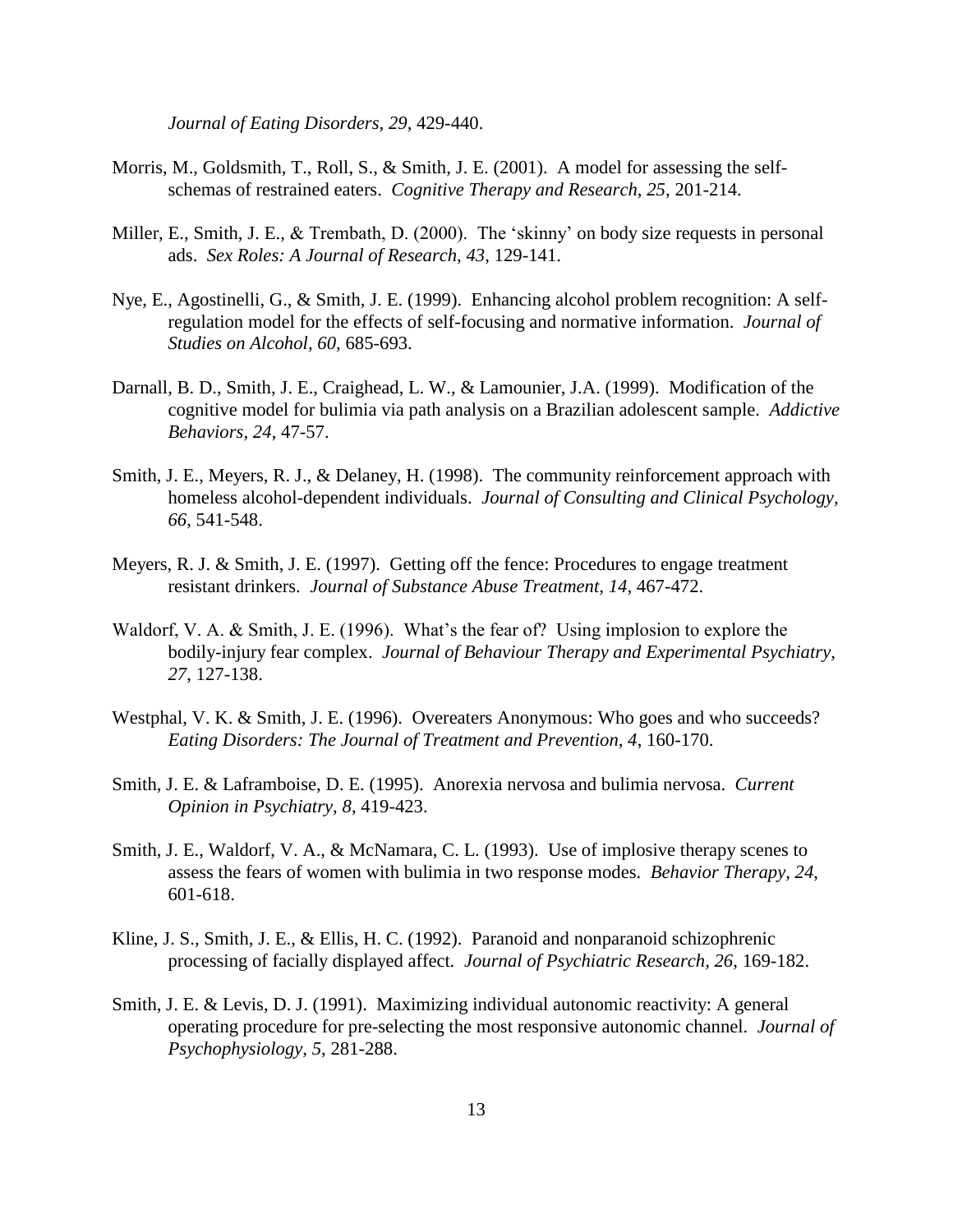*Journal of Eating Disorders*, *29*, 429-440.

Morris, M., Goldsmith, T., Roll, S., & Smith, J. E. (2001). A model for assessing the self-schemas of restrained eaters. *Cognitive Therapy and Research, 25*, 201-214.

Miller, E., Smith, J. E., & Trembath, D. (2000). The 'skinny' on body size requests in personal ads. *Sex Roles: A Journal of Research, 43*, 129-141.

Nye, E., Agostinelli, G., & Smith, J. E. (1999). Enhancing alcohol problem recognition: A self-regulation model for the effects of self-focusing and normative information. *Journal of Studies on Alcohol, 60*, 685-693.

Darnall, B. D., Smith, J. E., Craighead, L. W., & Lamounier, J.A. (1999). Modification of the cognitive model for bulimia via path analysis on a Brazilian adolescent sample. *Addictive Behaviors, 24*, 47-57.

Smith, J. E., Meyers, R. J., & Delaney, H. (1998). The community reinforcement approach with homeless alcohol-dependent individuals. *Journal of Consulting and Clinical Psychology, 66*, 541-548.

Meyers, R. J. & Smith, J. E. (1997). Getting off the fence: Procedures to engage treatment resistant drinkers. *Journal of Substance Abuse Treatment, 14*, 467-472.

Waldorf, V. A. & Smith, J. E. (1996). What's the fear of? Using implosion to explore the bodily-injury fear complex. *Journal of Behaviour Therapy and Experimental Psychiatry, 27*, 127-138.

Westphal, V. K. & Smith, J. E. (1996). Overeaters Anonymous: Who goes and who succeeds? *Eating Disorders: The Journal of Treatment and Prevention, 4*, 160-170.

Smith, J. E. & Laframboise, D. E. (1995). Anorexia nervosa and bulimia nervosa. *Current Opinion in Psychiatry, 8*, 419-423.

Smith, J. E., Waldorf, V. A., & McNamara, C. L. (1993). Use of implosive therapy scenes to assess the fears of women with bulimia in two response modes. *Behavior Therapy, 24*, 601-618.

Kline, J. S., Smith, J. E., & Ellis, H. C. (1992). Paranoid and nonparanoid schizophrenic processing of facially displayed affect. *Journal of Psychiatric Research, 26*, 169-182.

Smith, J. E. & Levis, D. J. (1991). Maximizing individual autonomic reactivity: A general operating procedure for pre-selecting the most responsive autonomic channel. *Journal of Psychophysiology, 5*, 281-288.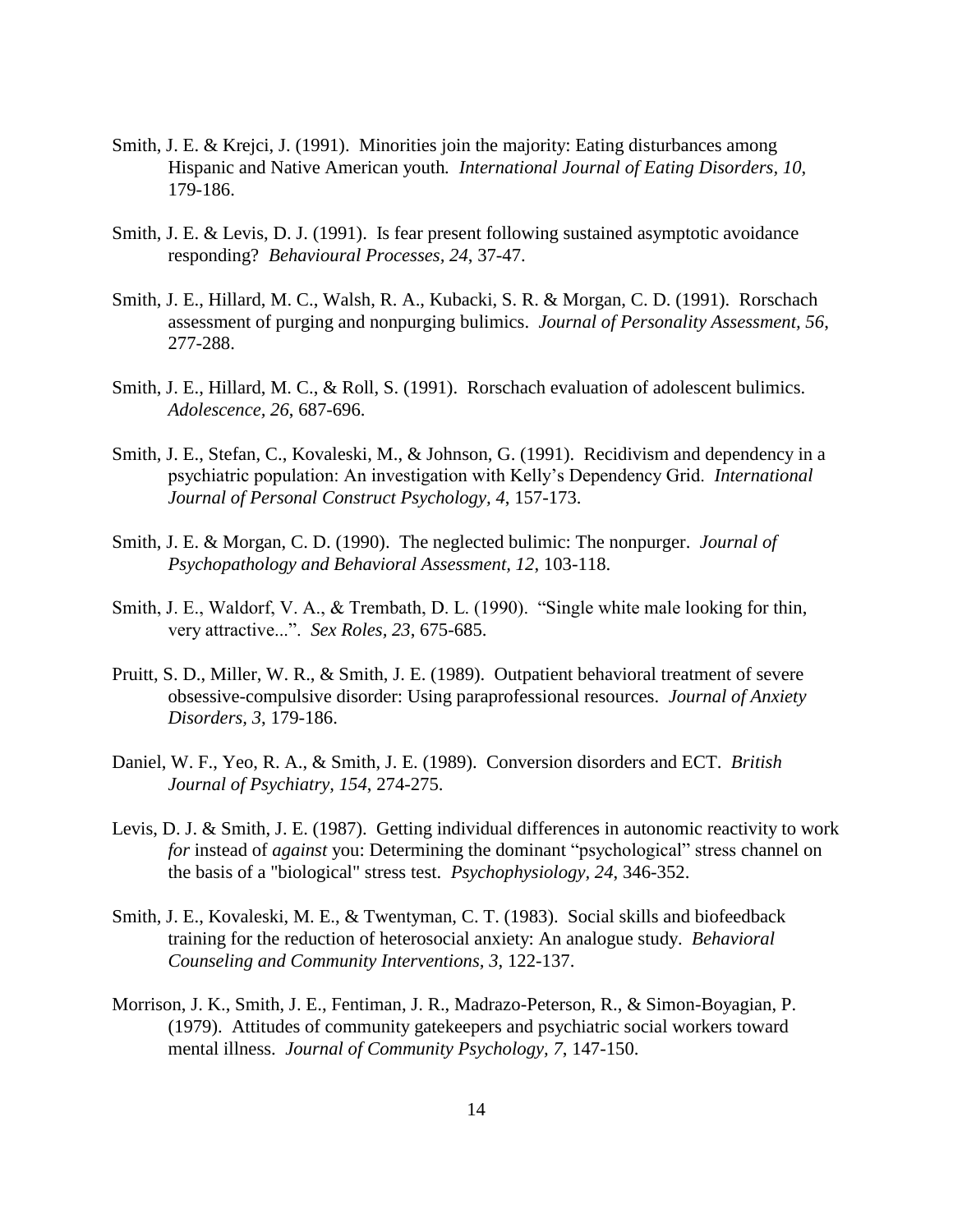Smith, J. E. & Krejci, J. (1991). Minorities join the majority: Eating disturbances among Hispanic and Native American youth. *International Journal of Eating Disorders, 10*, 179-186.

Smith, J. E. & Levis, D. J. (1991). Is fear present following sustained asymptotic avoidance responding? *Behavioural Processes, 24*, 37-47.

Smith, J. E., Hillard, M. C., Walsh, R. A., Kubacki, S. R. & Morgan, C. D. (1991). Rorschach assessment of purging and nonpurging bulimics. *Journal of Personality Assessment, 56*, 277-288.

Smith, J. E., Hillard, M. C., & Roll, S. (1991). Rorschach evaluation of adolescent bulimics. *Adolescence, 26*, 687-696.

Smith, J. E., Stefan, C., Kovaleski, M., & Johnson, G. (1991). Recidivism and dependency in a psychiatric population: An investigation with Kelly's Dependency Grid. *International Journal of Personal Construct Psychology, 4*, 157-173.

Smith, J. E. & Morgan, C. D. (1990). The neglected bulimic: The nonpurger. *Journal of Psychopathology and Behavioral Assessment, 12*, 103-118.

Smith, J. E., Waldorf, V. A., & Trembath, D. L. (1990). "Single white male looking for thin, very attractive...". *Sex Roles, 23*, 675-685.

Pruitt, S. D., Miller, W. R., & Smith, J. E. (1989). Outpatient behavioral treatment of severe obsessive-compulsive disorder: Using paraprofessional resources. *Journal of Anxiety Disorders, 3*, 179-186.

Daniel, W. F., Yeo, R. A., & Smith, J. E. (1989). Conversion disorders and ECT. *British Journal of Psychiatry, 154*, 274-275.

Levis, D. J. & Smith, J. E. (1987). Getting individual differences in autonomic reactivity to work *for* instead of *against* you: Determining the dominant "psychological" stress channel on the basis of a "biological" stress test. *Psychophysiology, 24*, 346-352.

Smith, J. E., Kovaleski, M. E., & Twentyman, C. T. (1983). Social skills and biofeedback training for the reduction of heterosocial anxiety: An analogue study. *Behavioral Counseling and Community Interventions, 3*, 122-137.

Morrison, J. K., Smith, J. E., Fentiman, J. R., Madrazo-Peterson, R., & Simon-Boyagian, P. (1979). Attitudes of community gatekeepers and psychiatric social workers toward mental illness. *Journal of Community Psychology, 7*, 147-150.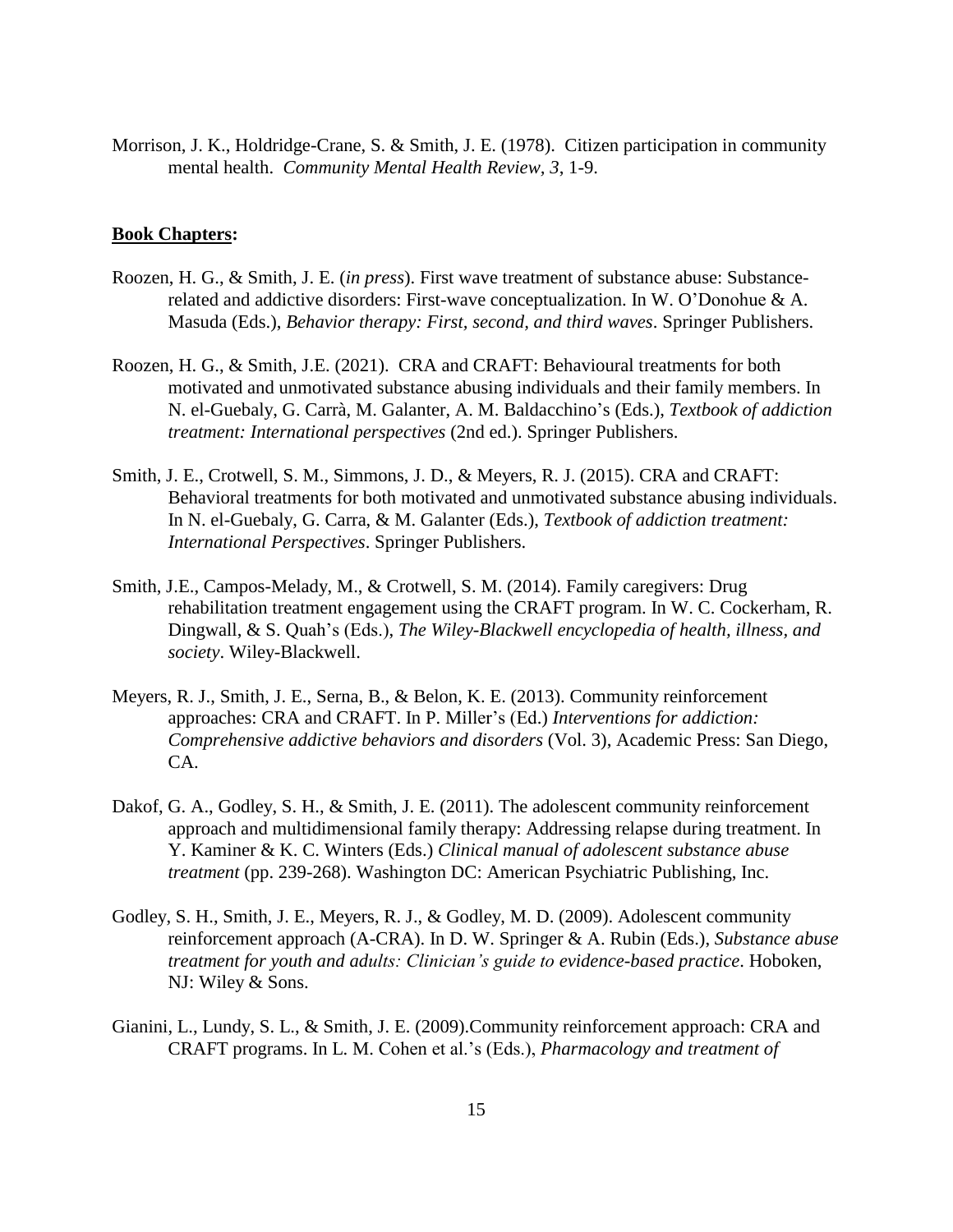Morrison, J. K., Holdridge-Crane, S. & Smith, J. E. (1978). Citizen participation in community mental health. *Community Mental Health Review, 3*, 1-9.

**Book Chapters:**

Roozen, H. G., & Smith, J. E. (*in press*). First wave treatment of substance abuse: Substance-related and addictive disorders: First-wave conceptualization. In W. O'Donohue & A. Masuda (Eds.), *Behavior therapy: First, second, and third waves*. Springer Publishers.

Roozen, H. G., & Smith, J.E. (2021). CRA and CRAFT: Behavioural treatments for both motivated and unmotivated substance abusing individuals and their family members. In N. el-Guebaly, G. Carrà, M. Galanter, A. M. Baldacchino's (Eds.), *Textbook of addiction treatment: International perspectives* (2nd ed.). Springer Publishers.

Smith, J. E., Crotwell, S. M., Simmons, J. D., & Meyers, R. J. (2015). CRA and CRAFT: Behavioral treatments for both motivated and unmotivated substance abusing individuals. In N. el-Guebaly, G. Carra, & M. Galanter (Eds.), *Textbook of addiction treatment: International Perspectives*. Springer Publishers.

Smith, J.E., Campos-Melady, M., & Crotwell, S. M. (2014). Family caregivers: Drug rehabilitation treatment engagement using the CRAFT program. In W. C. Cockerham, R. Dingwall, & S. Quah's (Eds.), *The Wiley-Blackwell encyclopedia of health, illness, and society*. Wiley-Blackwell.

Meyers, R. J., Smith, J. E., Serna, B., & Belon, K. E. (2013). Community reinforcement approaches: CRA and CRAFT. In P. Miller's (Ed.) *Interventions for addiction: Comprehensive addictive behaviors and disorders* (Vol. 3), Academic Press: San Diego, CA.

Dakof, G. A., Godley, S. H., & Smith, J. E. (2011). The adolescent community reinforcement approach and multidimensional family therapy: Addressing relapse during treatment. In Y. Kaminer & K. C. Winters (Eds.) *Clinical manual of adolescent substance abuse treatment* (pp. 239-268). Washington DC: American Psychiatric Publishing, Inc.

Godley, S. H., Smith, J. E., Meyers, R. J., & Godley, M. D. (2009). Adolescent community reinforcement approach (A-CRA). In D. W. Springer & A. Rubin (Eds.), *Substance abuse treatment for youth and adults: Clinician's guide to evidence-based practice*. Hoboken, NJ: Wiley & Sons.

Gianini, L., Lundy, S. L., & Smith, J. E. (2009).Community reinforcement approach: CRA and CRAFT programs. In L. M. Cohen et al.'s (Eds.), *Pharmacology and treatment of*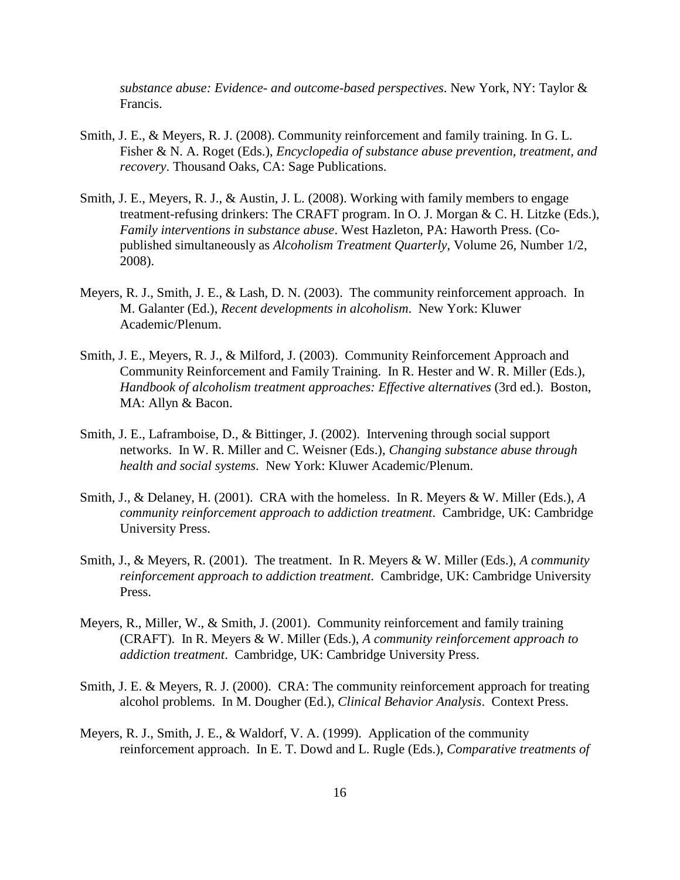*substance abuse: Evidence- and outcome-based perspectives*. New York, NY: Taylor & Francis.

Smith, J. E., & Meyers, R. J. (2008). Community reinforcement and family training. In G. L. Fisher & N. A. Roget (Eds.), *Encyclopedia of substance abuse prevention, treatment, and recovery*. Thousand Oaks, CA: Sage Publications.

Smith, J. E., Meyers, R. J., & Austin, J. L. (2008). Working with family members to engage treatment-refusing drinkers: The CRAFT program. In O. J. Morgan & C. H. Litzke (Eds.), *Family interventions in substance abuse*. West Hazleton, PA: Haworth Press. (Co-published simultaneously as *Alcoholism Treatment Quarterly*, Volume 26, Number 1/2, 2008).

Meyers, R. J., Smith, J. E., & Lash, D. N. (2003). The community reinforcement approach. In M. Galanter (Ed.), *Recent developments in alcoholism*. New York: Kluwer Academic/Plenum.

Smith, J. E., Meyers, R. J., & Milford, J. (2003). Community Reinforcement Approach and Community Reinforcement and Family Training. In R. Hester and W. R. Miller (Eds.), *Handbook of alcoholism treatment approaches: Effective alternatives* (3rd ed.). Boston, MA: Allyn & Bacon.

Smith, J. E., Laframboise, D., & Bittinger, J. (2002). Intervening through social support networks. In W. R. Miller and C. Weisner (Eds.), *Changing substance abuse through health and social systems*. New York: Kluwer Academic/Plenum.

Smith, J., & Delaney, H. (2001). CRA with the homeless. In R. Meyers & W. Miller (Eds.), *A community reinforcement approach to addiction treatment*. Cambridge, UK: Cambridge University Press.

Smith, J., & Meyers, R. (2001). The treatment. In R. Meyers & W. Miller (Eds.), *A community reinforcement approach to addiction treatment*. Cambridge, UK: Cambridge University Press.

Meyers, R., Miller, W., & Smith, J. (2001). Community reinforcement and family training (CRAFT). In R. Meyers & W. Miller (Eds.), *A community reinforcement approach to addiction treatment*. Cambridge, UK: Cambridge University Press.

Smith, J. E. & Meyers, R. J. (2000). CRA: The community reinforcement approach for treating alcohol problems. In M. Dougher (Ed.), *Clinical Behavior Analysis*. Context Press.

Meyers, R. J., Smith, J. E., & Waldorf, V. A. (1999). Application of the community reinforcement approach. In E. T. Dowd and L. Rugle (Eds.), *Comparative treatments of*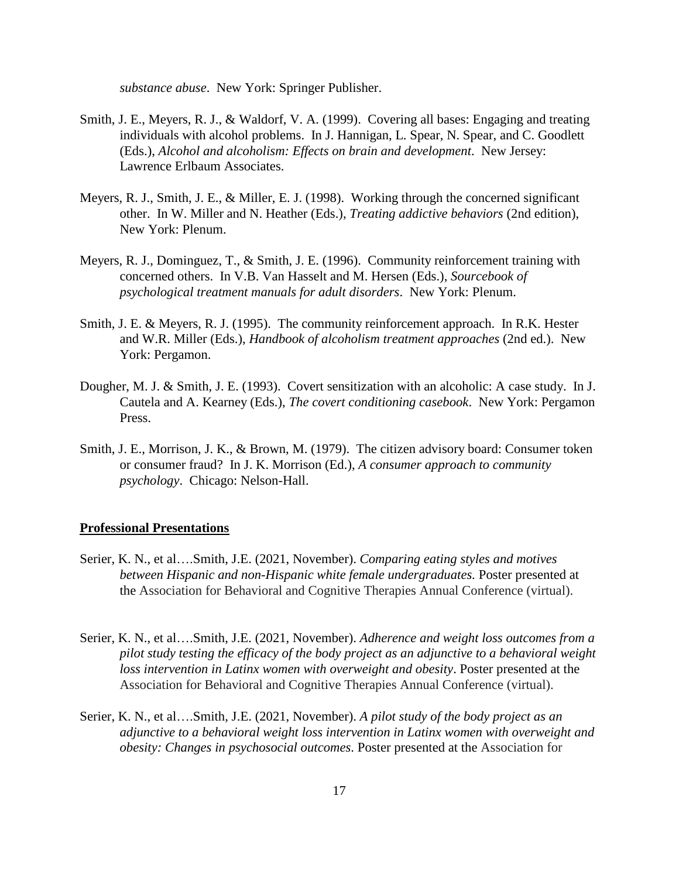*substance abuse*. New York: Springer Publisher.

Smith, J. E., Meyers, R. J., & Waldorf, V. A. (1999). Covering all bases: Engaging and treating individuals with alcohol problems. In J. Hannigan, L. Spear, N. Spear, and C. Goodlett (Eds.), *Alcohol and alcoholism: Effects on brain and development*. New Jersey: Lawrence Erlbaum Associates.

Meyers, R. J., Smith, J. E., & Miller, E. J. (1998). Working through the concerned significant other. In W. Miller and N. Heather (Eds.), *Treating addictive behaviors* (2nd edition), New York: Plenum.

Meyers, R. J., Dominguez, T., & Smith, J. E. (1996). Community reinforcement training with concerned others. In V.B. Van Hasselt and M. Hersen (Eds.), *Sourcebook of psychological treatment manuals for adult disorders*. New York: Plenum.

Smith, J. E. & Meyers, R. J. (1995). The community reinforcement approach. In R.K. Hester and W.R. Miller (Eds.), *Handbook of alcoholism treatment approaches* (2nd ed.). New York: Pergamon.

Dougher, M. J. & Smith, J. E. (1993). Covert sensitization with an alcoholic: A case study. In J. Cautela and A. Kearney (Eds.), *The covert conditioning casebook*. New York: Pergamon Press.

Smith, J. E., Morrison, J. K., & Brown, M. (1979). The citizen advisory board: Consumer token or consumer fraud? In J. K. Morrison (Ed.), *A consumer approach to community psychology*. Chicago: Nelson-Hall.

**Professional Presentations**

Serier, K. N., et al….Smith, J.E. (2021, November). *Comparing eating styles and motives between Hispanic and non-Hispanic white female undergraduates.* Poster presented at the Association for Behavioral and Cognitive Therapies Annual Conference (virtual).

Serier, K. N., et al….Smith, J.E. (2021, November). *Adherence and weight loss outcomes from a pilot study testing the efficacy of the body project as an adjunctive to a behavioral weight loss intervention in Latinx women with overweight and obesity*. Poster presented at the Association for Behavioral and Cognitive Therapies Annual Conference (virtual).

Serier, K. N., et al….Smith, J.E. (2021, November). *A pilot study of the body project as an adjunctive to a behavioral weight loss intervention in Latinx women with overweight and obesity: Changes in psychosocial outcomes*. Poster presented at the Association for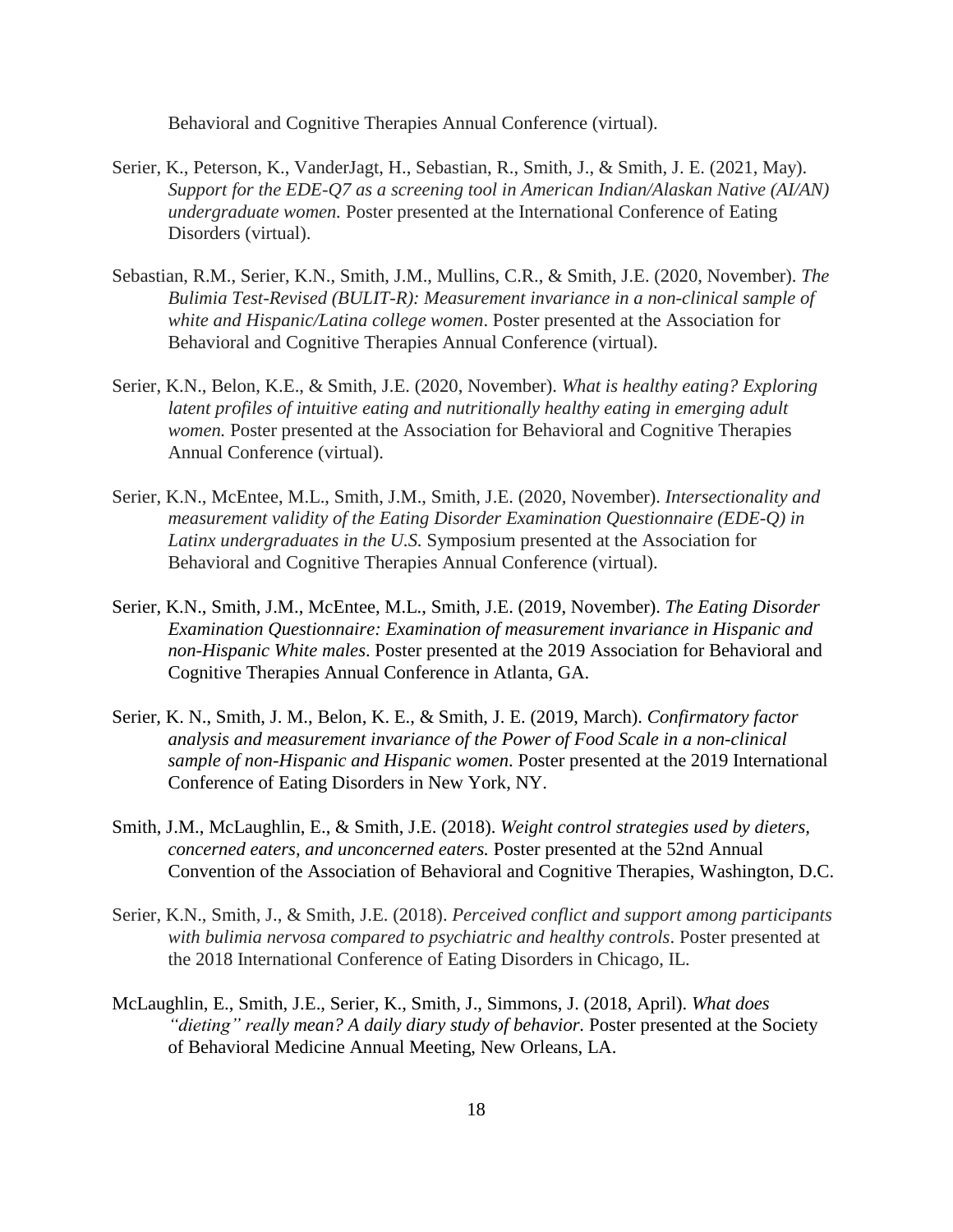Behavioral and Cognitive Therapies Annual Conference (virtual).

Serier, K., Peterson, K., VanderJagt, H., Sebastian, R., Smith, J., & Smith, J. E. (2021, May). *Support for the EDE-Q7 as a screening tool in American Indian/Alaskan Native (AI/AN) undergraduate women.* Poster presented at the International Conference of Eating Disorders (virtual).

Sebastian, R.M., Serier, K.N., Smith, J.M., Mullins, C.R., & Smith, J.E. (2020, November). *The Bulimia Test-Revised (BULIT-R): Measurement invariance in a non-clinical sample of white and Hispanic/Latina college women*. Poster presented at the Association for Behavioral and Cognitive Therapies Annual Conference (virtual).

Serier, K.N., Belon, K.E., & Smith, J.E. (2020, November). *What is healthy eating? Exploring latent profiles of intuitive eating and nutritionally healthy eating in emerging adult women.* Poster presented at the Association for Behavioral and Cognitive Therapies Annual Conference (virtual).

Serier, K.N., McEntee, M.L., Smith, J.M., Smith, J.E. (2020, November). *Intersectionality and measurement validity of the Eating Disorder Examination Questionnaire (EDE-Q) in Latinx undergraduates in the U.S.* Symposium presented at the Association for Behavioral and Cognitive Therapies Annual Conference (virtual).

Serier, K.N., Smith, J.M., McEntee, M.L., Smith, J.E. (2019, November). *The Eating Disorder Examination Questionnaire: Examination of measurement invariance in Hispanic and non-Hispanic White males*. Poster presented at the 2019 Association for Behavioral and Cognitive Therapies Annual Conference in Atlanta, GA.

Serier, K. N., Smith, J. M., Belon, K. E., & Smith, J. E. (2019, March). *Confirmatory factor analysis and measurement invariance of the Power of Food Scale in a non-clinical sample of non-Hispanic and Hispanic women*. Poster presented at the 2019 International Conference of Eating Disorders in New York, NY.

Smith, J.M., McLaughlin, E., & Smith, J.E. (2018). *Weight control strategies used by dieters, concerned eaters, and unconcerned eaters.* Poster presented at the 52nd Annual Convention of the Association of Behavioral and Cognitive Therapies, Washington, D.C.

Serier, K.N., Smith, J., & Smith, J.E. (2018). *Perceived conflict and support among participants with bulimia nervosa compared to psychiatric and healthy controls*. Poster presented at the 2018 International Conference of Eating Disorders in Chicago, IL.

McLaughlin, E., Smith, J.E., Serier, K., Smith, J., Simmons, J. (2018, April). *What does "dieting" really mean? A daily diary study of behavior.* Poster presented at the Society of Behavioral Medicine Annual Meeting, New Orleans, LA.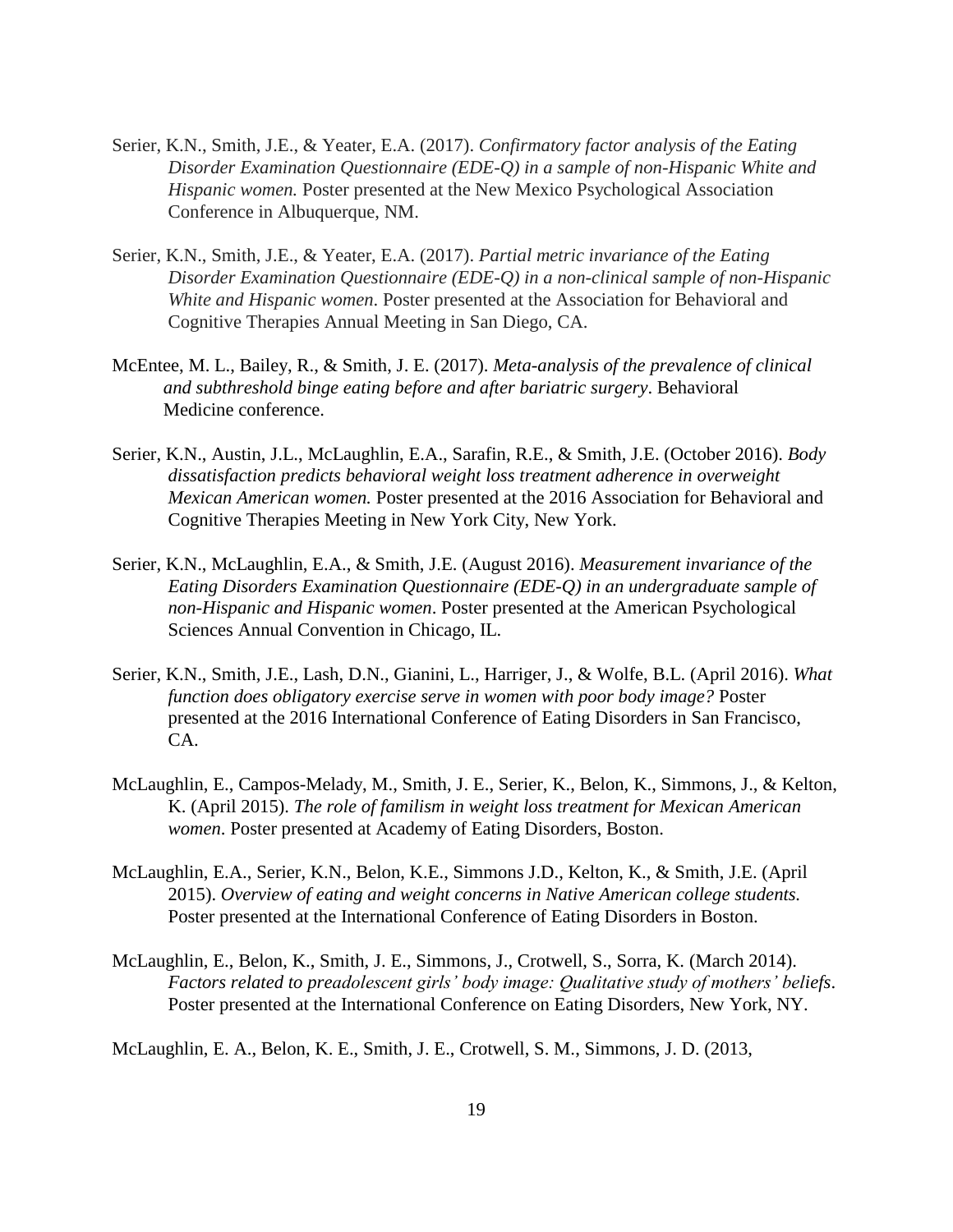Serier, K.N., Smith, J.E., & Yeater, E.A. (2017). *Confirmatory factor analysis of the Eating Disorder Examination Questionnaire (EDE-Q) in a sample of non-Hispanic White and Hispanic women.* Poster presented at the New Mexico Psychological Association Conference in Albuquerque, NM.

Serier, K.N., Smith, J.E., & Yeater, E.A. (2017). *Partial metric invariance of the Eating Disorder Examination Questionnaire (EDE-Q) in a non-clinical sample of non-Hispanic White and Hispanic women*. Poster presented at the Association for Behavioral and Cognitive Therapies Annual Meeting in San Diego, CA.

McEntee, M. L., Bailey, R., & Smith, J. E. (2017). *Meta-analysis of the prevalence of clinical and subthreshold binge eating before and after bariatric surgery*. Behavioral Medicine conference.

Serier, K.N., Austin, J.L., McLaughlin, E.A., Sarafin, R.E., & Smith, J.E. (October 2016). *Body dissatisfaction predicts behavioral weight loss treatment adherence in overweight Mexican American women.* Poster presented at the 2016 Association for Behavioral and Cognitive Therapies Meeting in New York City, New York.

Serier, K.N., McLaughlin, E.A., & Smith, J.E. (August 2016). *Measurement invariance of the Eating Disorders Examination Questionnaire (EDE-Q) in an undergraduate sample of non-Hispanic and Hispanic women*. Poster presented at the American Psychological Sciences Annual Convention in Chicago, IL.

Serier, K.N., Smith, J.E., Lash, D.N., Gianini, L., Harriger, J., & Wolfe, B.L. (April 2016). *What function does obligatory exercise serve in women with poor body image?* Poster presented at the 2016 International Conference of Eating Disorders in San Francisco, CA.

McLaughlin, E., Campos-Melady, M., Smith, J. E., Serier, K., Belon, K., Simmons, J., & Kelton, K. (April 2015). *The role of familism in weight loss treatment for Mexican American women*. Poster presented at Academy of Eating Disorders, Boston.

McLaughlin, E.A., Serier, K.N., Belon, K.E., Simmons J.D., Kelton, K., & Smith, J.E. (April 2015). *Overview of eating and weight concerns in Native American college students.* Poster presented at the International Conference of Eating Disorders in Boston.

McLaughlin, E., Belon, K., Smith, J. E., Simmons, J., Crotwell, S., Sorra, K. (March 2014). *Factors related to preadolescent girls' body image: Qualitative study of mothers' beliefs*. Poster presented at the International Conference on Eating Disorders, New York, NY.

McLaughlin, E. A., Belon, K. E., Smith, J. E., Crotwell, S. M., Simmons, J. D. (2013,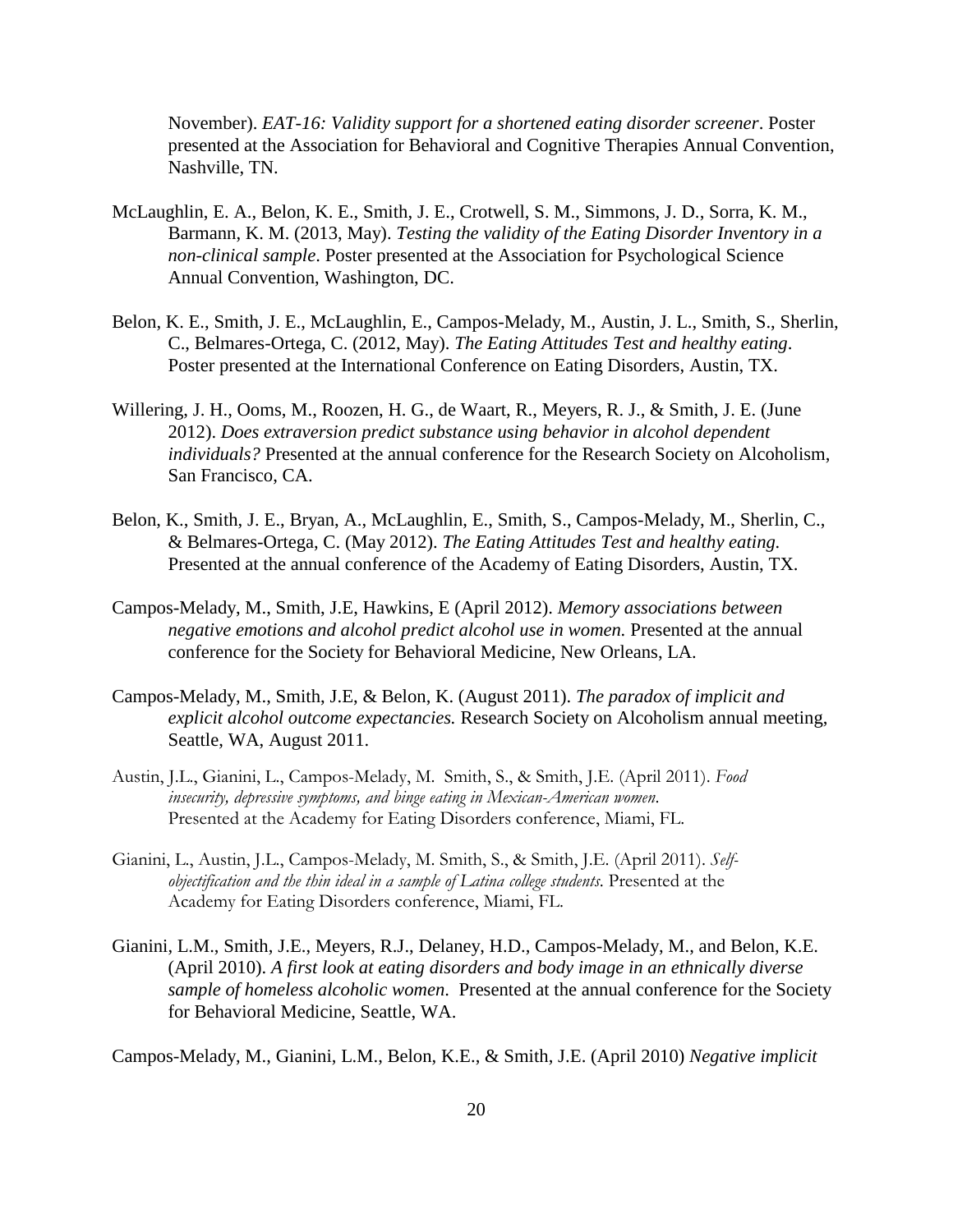November). *EAT-16: Validity support for a shortened eating disorder screener*. Poster presented at the Association for Behavioral and Cognitive Therapies Annual Convention, Nashville, TN.

McLaughlin, E. A., Belon, K. E., Smith, J. E., Crotwell, S. M., Simmons, J. D., Sorra, K. M., Barmann, K. M. (2013, May). *Testing the validity of the Eating Disorder Inventory in a non-clinical sample*. Poster presented at the Association for Psychological Science Annual Convention, Washington, DC.

Belon, K. E., Smith, J. E., McLaughlin, E., Campos-Melady, M., Austin, J. L., Smith, S., Sherlin, C., Belmares-Ortega, C. (2012, May). *The Eating Attitudes Test and healthy eating*. Poster presented at the International Conference on Eating Disorders, Austin, TX.

Willering, J. H., Ooms, M., Roozen, H. G., de Waart, R., Meyers, R. J., & Smith, J. E. (June 2012). *Does extraversion predict substance using behavior in alcohol dependent individuals?* Presented at the annual conference for the Research Society on Alcoholism, San Francisco, CA.

Belon, K., Smith, J. E., Bryan, A., McLaughlin, E., Smith, S., Campos-Melady, M., Sherlin, C., & Belmares-Ortega, C. (May 2012). *The Eating Attitudes Test and healthy eating.* Presented at the annual conference of the Academy of Eating Disorders, Austin, TX.

Campos-Melady, M., Smith, J.E, Hawkins, E (April 2012). *Memory associations between negative emotions and alcohol predict alcohol use in women.* Presented at the annual conference for the Society for Behavioral Medicine, New Orleans, LA.

Campos-Melady, M., Smith, J.E, & Belon, K. (August 2011). *The paradox of implicit and explicit alcohol outcome expectancies.* Research Society on Alcoholism annual meeting, Seattle, WA, August 2011.

Austin, J.L., Gianini, L., Campos-Melady, M. Smith, S., & Smith, J.E. (April 2011). *Food insecurity, depressive symptoms, and binge eating in Mexican-American women.* Presented at the Academy for Eating Disorders conference, Miami, FL.

Gianini, L., Austin, J.L., Campos-Melady, M. Smith, S., & Smith, J.E. (April 2011). *Self-objectification and the thin ideal in a sample of Latina college students.* Presented at the Academy for Eating Disorders conference, Miami, FL.

Gianini, L.M., Smith, J.E., Meyers, R.J., Delaney, H.D., Campos-Melady, M., and Belon, K.E. (April 2010). *A first look at eating disorders and body image in an ethnically diverse sample of homeless alcoholic women*. Presented at the annual conference for the Society for Behavioral Medicine, Seattle, WA.

Campos-Melady, M., Gianini, L.M., Belon, K.E., & Smith, J.E. (April 2010) *Negative implicit*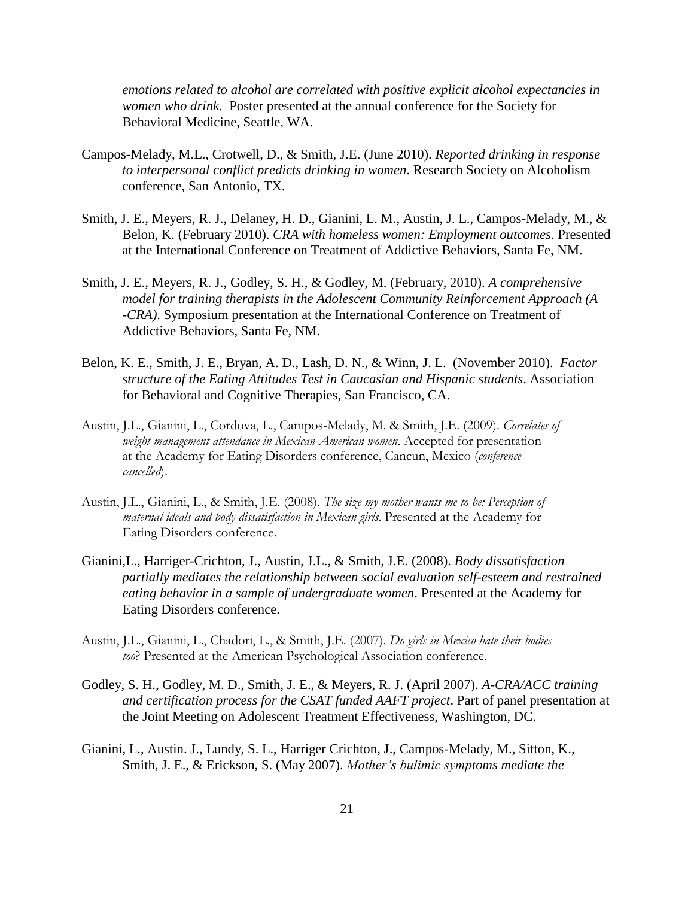*emotions related to alcohol are correlated with positive explicit alcohol expectancies in women who drink*. Poster presented at the annual conference for the Society for Behavioral Medicine, Seattle, WA.

Campos-Melady, M.L., Crotwell, D., & Smith, J.E. (June 2010). *Reported drinking in response to interpersonal conflict predicts drinking in women*. Research Society on Alcoholism conference, San Antonio, TX.

Smith, J. E., Meyers, R. J., Delaney, H. D., Gianini, L. M., Austin, J. L., Campos-Melady, M., & Belon, K. (February 2010). *CRA with homeless women: Employment outcomes*. Presented at the International Conference on Treatment of Addictive Behaviors, Santa Fe, NM.

Smith, J. E., Meyers, R. J., Godley, S. H., & Godley, M. (February, 2010). *A comprehensive model for training therapists in the Adolescent Community Reinforcement Approach (A -CRA)*. Symposium presentation at the International Conference on Treatment of Addictive Behaviors, Santa Fe, NM.

Belon, K. E., Smith, J. E., Bryan, A. D., Lash, D. N., & Winn, J. L. (November 2010). *Factor structure of the Eating Attitudes Test in Caucasian and Hispanic students*. Association for Behavioral and Cognitive Therapies, San Francisco, CA.

Austin, J.L., Gianini, L., Cordova, L., Campos-Melady, M. & Smith, J.E. (2009). *Correlates of weight management attendance in Mexican-American women*. Accepted for presentation at the Academy for Eating Disorders conference, Cancun, Mexico (*conference cancelled*).

Austin, J.L., Gianini, L., & Smith, J.E. (2008). *The size my mother wants me to be: Perception of maternal ideals and body dissatisfaction in Mexican girls*. Presented at the Academy for Eating Disorders conference.

Gianini,L., Harriger-Crichton, J., Austin, J.L., & Smith, J.E. (2008). *Body dissatisfaction partially mediates the relationship between social evaluation self-esteem and restrained eating behavior in a sample of undergraduate women*. Presented at the Academy for Eating Disorders conference.

Austin, J.L., Gianini, L., Chadori, L., & Smith, J.E. (2007). *Do girls in Mexico hate their bodies too*? Presented at the American Psychological Association conference.

Godley, S. H., Godley, M. D., Smith, J. E., & Meyers, R. J. (April 2007). *A-CRA/ACC training and certification process for the CSAT funded AAFT project*. Part of panel presentation at the Joint Meeting on Adolescent Treatment Effectiveness, Washington, DC.

Gianini, L., Austin. J., Lundy, S. L., Harriger Crichton, J., Campos-Melady, M., Sitton, K., Smith, J. E., & Erickson, S. (May 2007). *Mother's bulimic symptoms mediate the*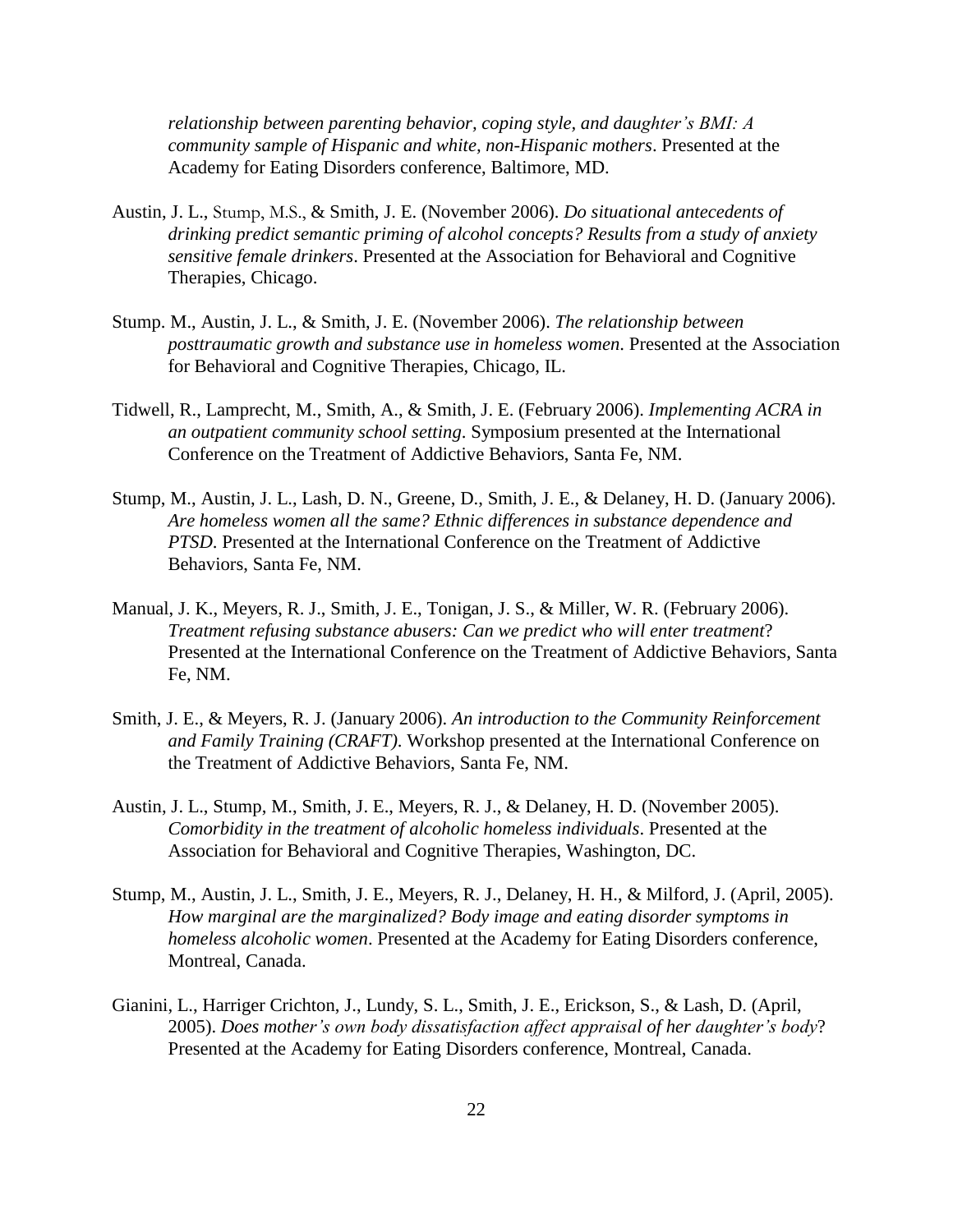*relationship between parenting behavior, coping style, and daughter's BMI: A community sample of Hispanic and white, non-Hispanic mothers*. Presented at the Academy for Eating Disorders conference, Baltimore, MD.

Austin, J. L., Stump, M.S., & Smith, J. E. (November 2006). *Do situational antecedents of drinking predict semantic priming of alcohol concepts? Results from a study of anxiety sensitive female drinkers*. Presented at the Association for Behavioral and Cognitive Therapies, Chicago.

Stump. M., Austin, J. L., & Smith, J. E. (November 2006). *The relationship between posttraumatic growth and substance use in homeless women*. Presented at the Association for Behavioral and Cognitive Therapies, Chicago, IL.

Tidwell, R., Lamprecht, M., Smith, A., & Smith, J. E. (February 2006). *Implementing ACRA in an outpatient community school setting*. Symposium presented at the International Conference on the Treatment of Addictive Behaviors, Santa Fe, NM.

Stump, M., Austin, J. L., Lash, D. N., Greene, D., Smith, J. E., & Delaney, H. D. (January 2006). *Are homeless women all the same? Ethnic differences in substance dependence and PTSD*. Presented at the International Conference on the Treatment of Addictive Behaviors, Santa Fe, NM.

Manual, J. K., Meyers, R. J., Smith, J. E., Tonigan, J. S., & Miller, W. R. (February 2006). *Treatment refusing substance abusers: Can we predict who will enter treatment*? Presented at the International Conference on the Treatment of Addictive Behaviors, Santa Fe, NM.

Smith, J. E., & Meyers, R. J. (January 2006). *An introduction to the Community Reinforcement and Family Training (CRAFT)*. Workshop presented at the International Conference on the Treatment of Addictive Behaviors, Santa Fe, NM.

Austin, J. L., Stump, M., Smith, J. E., Meyers, R. J., & Delaney, H. D. (November 2005). *Comorbidity in the treatment of alcoholic homeless individuals*. Presented at the Association for Behavioral and Cognitive Therapies, Washington, DC.

Stump, M., Austin, J. L., Smith, J. E., Meyers, R. J., Delaney, H. H., & Milford, J. (April, 2005). *How marginal are the marginalized? Body image and eating disorder symptoms in homeless alcoholic women*. Presented at the Academy for Eating Disorders conference, Montreal, Canada.

Gianini, L., Harriger Crichton, J., Lundy, S. L., Smith, J. E., Erickson, S., & Lash, D. (April, 2005). *Does mother's own body dissatisfaction affect appraisal of her daughter's body*? Presented at the Academy for Eating Disorders conference, Montreal, Canada.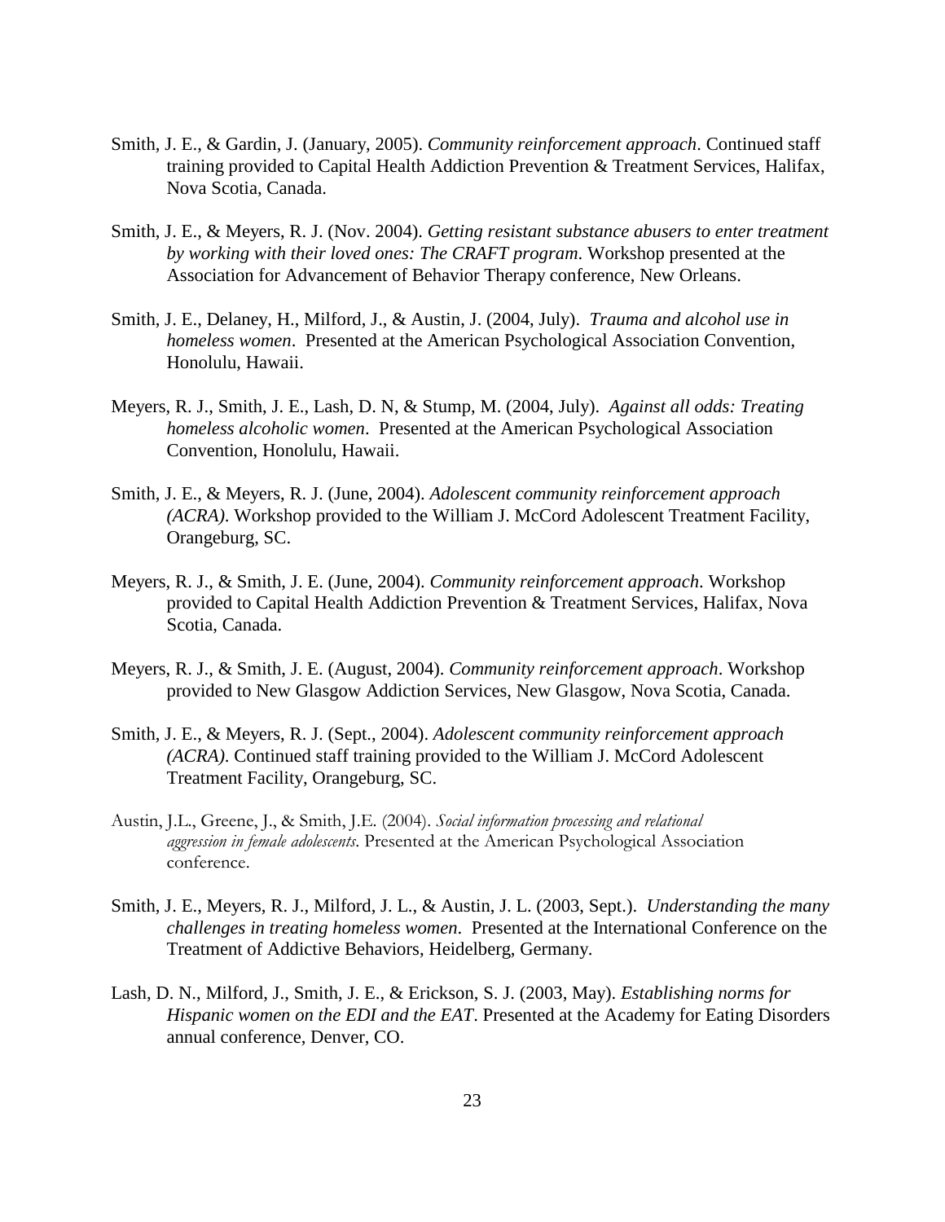Smith, J. E., & Gardin, J. (January, 2005). *Community reinforcement approach*. Continued staff training provided to Capital Health Addiction Prevention & Treatment Services, Halifax, Nova Scotia, Canada.

Smith, J. E., & Meyers, R. J. (Nov. 2004). *Getting resistant substance abusers to enter treatment by working with their loved ones: The CRAFT program*. Workshop presented at the Association for Advancement of Behavior Therapy conference, New Orleans.

Smith, J. E., Delaney, H., Milford, J., & Austin, J. (2004, July). *Trauma and alcohol use in homeless women*. Presented at the American Psychological Association Convention, Honolulu, Hawaii.

Meyers, R. J., Smith, J. E., Lash, D. N, & Stump, M. (2004, July). *Against all odds: Treating homeless alcoholic women*. Presented at the American Psychological Association Convention, Honolulu, Hawaii.

Smith, J. E., & Meyers, R. J. (June, 2004). *Adolescent community reinforcement approach (ACRA)*. Workshop provided to the William J. McCord Adolescent Treatment Facility, Orangeburg, SC.

Meyers, R. J., & Smith, J. E. (June, 2004). *Community reinforcement approach*. Workshop provided to Capital Health Addiction Prevention & Treatment Services, Halifax, Nova Scotia, Canada.

Meyers, R. J., & Smith, J. E. (August, 2004). *Community reinforcement approach*. Workshop provided to New Glasgow Addiction Services, New Glasgow, Nova Scotia, Canada.

Smith, J. E., & Meyers, R. J. (Sept., 2004). *Adolescent community reinforcement approach (ACRA)*. Continued staff training provided to the William J. McCord Adolescent Treatment Facility, Orangeburg, SC.

Austin, J.L., Greene, J., & Smith, J.E. (2004). *Social information processing and relational aggression in female adolescents*. Presented at the American Psychological Association conference.

Smith, J. E., Meyers, R. J., Milford, J. L., & Austin, J. L. (2003, Sept.). *Understanding the many challenges in treating homeless women*. Presented at the International Conference on the Treatment of Addictive Behaviors, Heidelberg, Germany.

Lash, D. N., Milford, J., Smith, J. E., & Erickson, S. J. (2003, May). *Establishing norms for Hispanic women on the EDI and the EAT*. Presented at the Academy for Eating Disorders annual conference, Denver, CO.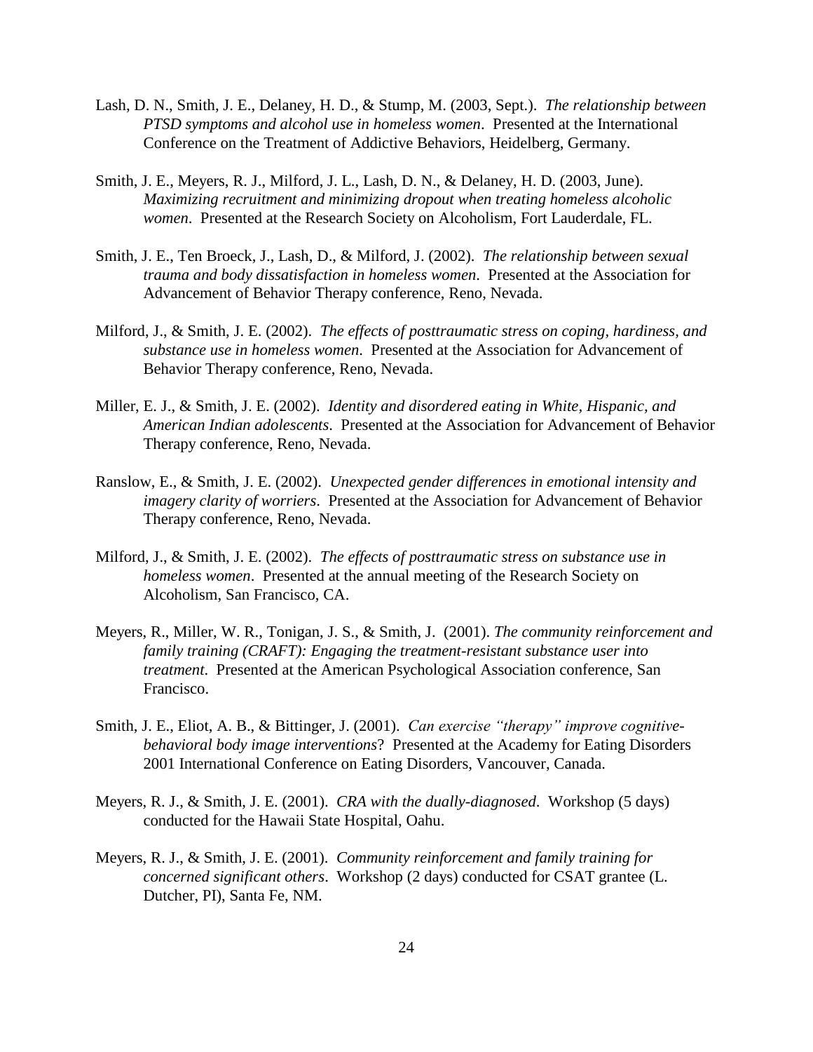Lash, D. N., Smith, J. E., Delaney, H. D., & Stump, M. (2003, Sept.). *The relationship between PTSD symptoms and alcohol use in homeless women*. Presented at the International Conference on the Treatment of Addictive Behaviors, Heidelberg, Germany.

Smith, J. E., Meyers, R. J., Milford, J. L., Lash, D. N., & Delaney, H. D. (2003, June). *Maximizing recruitment and minimizing dropout when treating homeless alcoholic women*. Presented at the Research Society on Alcoholism, Fort Lauderdale, FL.

Smith, J. E., Ten Broeck, J., Lash, D., & Milford, J. (2002). *The relationship between sexual trauma and body dissatisfaction in homeless women*. Presented at the Association for Advancement of Behavior Therapy conference, Reno, Nevada.

Milford, J., & Smith, J. E. (2002). *The effects of posttraumatic stress on coping, hardiness, and substance use in homeless women*. Presented at the Association for Advancement of Behavior Therapy conference, Reno, Nevada.

Miller, E. J., & Smith, J. E. (2002). *Identity and disordered eating in White, Hispanic, and American Indian adolescents*. Presented at the Association for Advancement of Behavior Therapy conference, Reno, Nevada.

Ranslow, E., & Smith, J. E. (2002). *Unexpected gender differences in emotional intensity and imagery clarity of worriers*. Presented at the Association for Advancement of Behavior Therapy conference, Reno, Nevada.

Milford, J., & Smith, J. E. (2002). *The effects of posttraumatic stress on substance use in homeless women*. Presented at the annual meeting of the Research Society on Alcoholism, San Francisco, CA.

Meyers, R., Miller, W. R., Tonigan, J. S., & Smith, J. (2001). *The community reinforcement and family training (CRAFT): Engaging the treatment-resistant substance user into treatment*. Presented at the American Psychological Association conference, San Francisco.

Smith, J. E., Eliot, A. B., & Bittinger, J. (2001). *Can exercise "therapy" improve cognitive-behavioral body image interventions*? Presented at the Academy for Eating Disorders 2001 International Conference on Eating Disorders, Vancouver, Canada.

Meyers, R. J., & Smith, J. E. (2001). *CRA with the dually-diagnosed*. Workshop (5 days) conducted for the Hawaii State Hospital, Oahu.

Meyers, R. J., & Smith, J. E. (2001). *Community reinforcement and family training for concerned significant others*. Workshop (2 days) conducted for CSAT grantee (L. Dutcher, PI), Santa Fe, NM.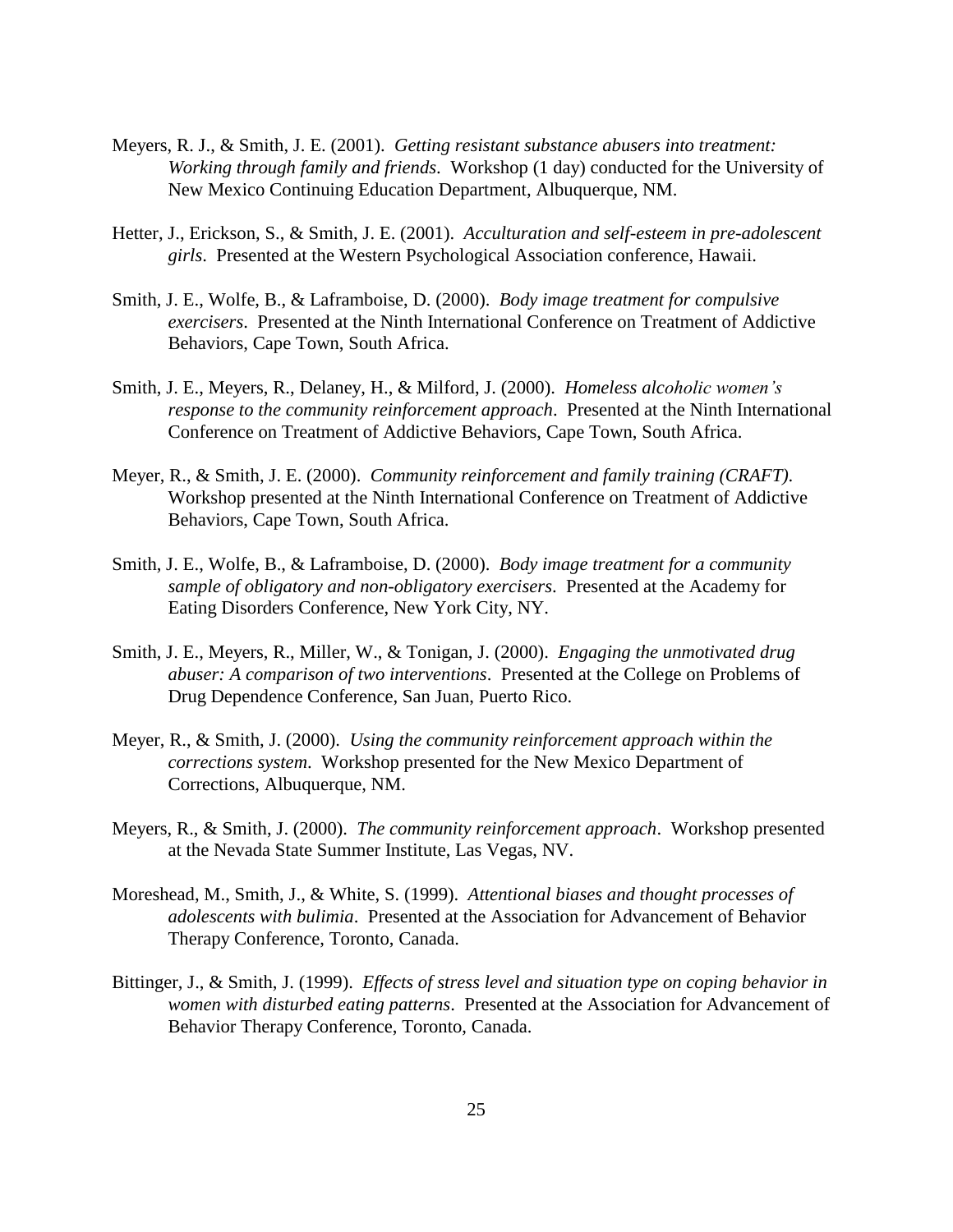Meyers, R. J., & Smith, J. E. (2001). *Getting resistant substance abusers into treatment: Working through family and friends*. Workshop (1 day) conducted for the University of New Mexico Continuing Education Department, Albuquerque, NM.

Hetter, J., Erickson, S., & Smith, J. E. (2001). *Acculturation and self-esteem in pre-adolescent girls*. Presented at the Western Psychological Association conference, Hawaii.

Smith, J. E., Wolfe, B., & Laframboise, D. (2000). *Body image treatment for compulsive exercisers*. Presented at the Ninth International Conference on Treatment of Addictive Behaviors, Cape Town, South Africa.

Smith, J. E., Meyers, R., Delaney, H., & Milford, J. (2000). *Homeless alcoholic women's response to the community reinforcement approach*. Presented at the Ninth International Conference on Treatment of Addictive Behaviors, Cape Town, South Africa.

Meyer, R., & Smith, J. E. (2000). *Community reinforcement and family training (CRAFT)*. Workshop presented at the Ninth International Conference on Treatment of Addictive Behaviors, Cape Town, South Africa.

Smith, J. E., Wolfe, B., & Laframboise, D. (2000). *Body image treatment for a community sample of obligatory and non-obligatory exercisers*. Presented at the Academy for Eating Disorders Conference, New York City, NY.

Smith, J. E., Meyers, R., Miller, W., & Tonigan, J. (2000). *Engaging the unmotivated drug abuser: A comparison of two interventions*. Presented at the College on Problems of Drug Dependence Conference, San Juan, Puerto Rico.

Meyer, R., & Smith, J. (2000). *Using the community reinforcement approach within the corrections system*. Workshop presented for the New Mexico Department of Corrections, Albuquerque, NM.

Meyers, R., & Smith, J. (2000). *The community reinforcement approach*. Workshop presented at the Nevada State Summer Institute, Las Vegas, NV.

Moreshead, M., Smith, J., & White, S. (1999). *Attentional biases and thought processes of adolescents with bulimia*. Presented at the Association for Advancement of Behavior Therapy Conference, Toronto, Canada.

Bittinger, J., & Smith, J. (1999). *Effects of stress level and situation type on coping behavior in women with disturbed eating patterns*. Presented at the Association for Advancement of Behavior Therapy Conference, Toronto, Canada.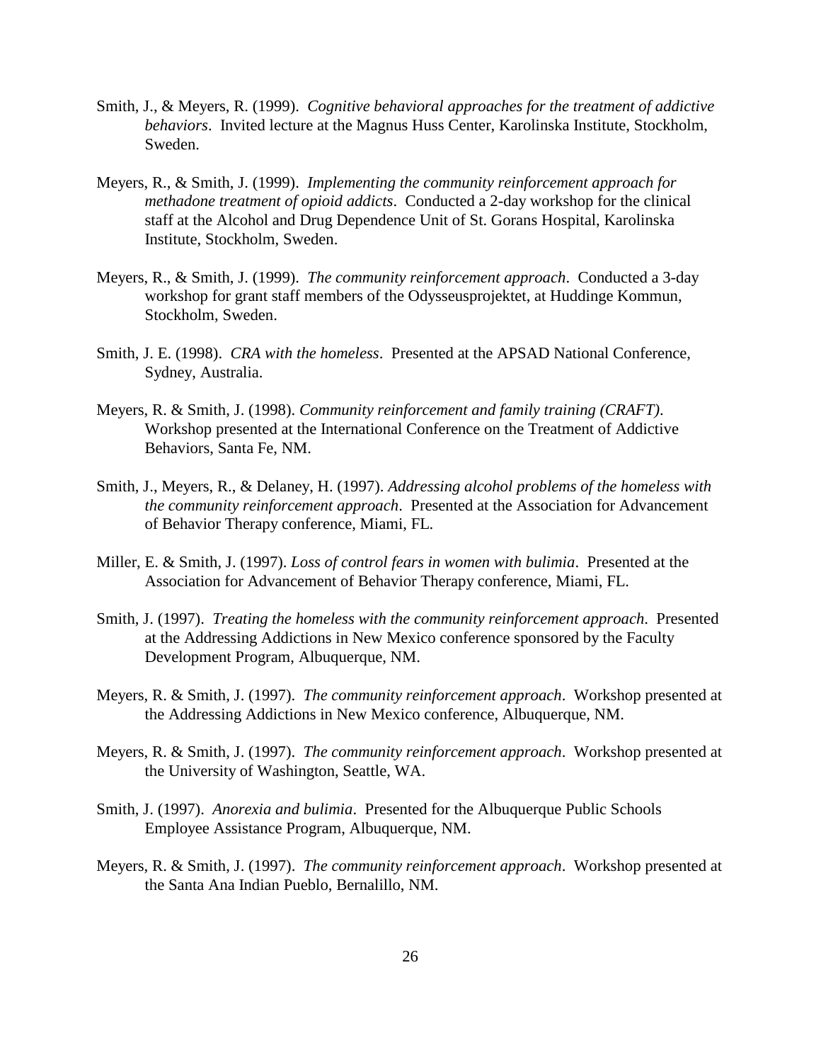Smith, J., & Meyers, R. (1999). *Cognitive behavioral approaches for the treatment of addictive behaviors*. Invited lecture at the Magnus Huss Center, Karolinska Institute, Stockholm, Sweden.

Meyers, R., & Smith, J. (1999). *Implementing the community reinforcement approach for methadone treatment of opioid addicts*. Conducted a 2-day workshop for the clinical staff at the Alcohol and Drug Dependence Unit of St. Gorans Hospital, Karolinska Institute, Stockholm, Sweden.

Meyers, R., & Smith, J. (1999). *The community reinforcement approach*. Conducted a 3-day workshop for grant staff members of the Odysseusprojektet, at Huddinge Kommun, Stockholm, Sweden.

Smith, J. E. (1998). *CRA with the homeless*. Presented at the APSAD National Conference, Sydney, Australia.

Meyers, R. & Smith, J. (1998). *Community reinforcement and family training (CRAFT)*. Workshop presented at the International Conference on the Treatment of Addictive Behaviors, Santa Fe, NM.

Smith, J., Meyers, R., & Delaney, H. (1997). *Addressing alcohol problems of the homeless with the community reinforcement approach*. Presented at the Association for Advancement of Behavior Therapy conference, Miami, FL.

Miller, E. & Smith, J. (1997). *Loss of control fears in women with bulimia*. Presented at the Association for Advancement of Behavior Therapy conference, Miami, FL.

Smith, J. (1997). *Treating the homeless with the community reinforcement approach*. Presented at the Addressing Addictions in New Mexico conference sponsored by the Faculty Development Program, Albuquerque, NM.

Meyers, R. & Smith, J. (1997). *The community reinforcement approach*. Workshop presented at the Addressing Addictions in New Mexico conference, Albuquerque, NM.

Meyers, R. & Smith, J. (1997). *The community reinforcement approach*. Workshop presented at the University of Washington, Seattle, WA.

Smith, J. (1997). *Anorexia and bulimia*. Presented for the Albuquerque Public Schools Employee Assistance Program, Albuquerque, NM.

Meyers, R. & Smith, J. (1997). *The community reinforcement approach*. Workshop presented at the Santa Ana Indian Pueblo, Bernalillo, NM.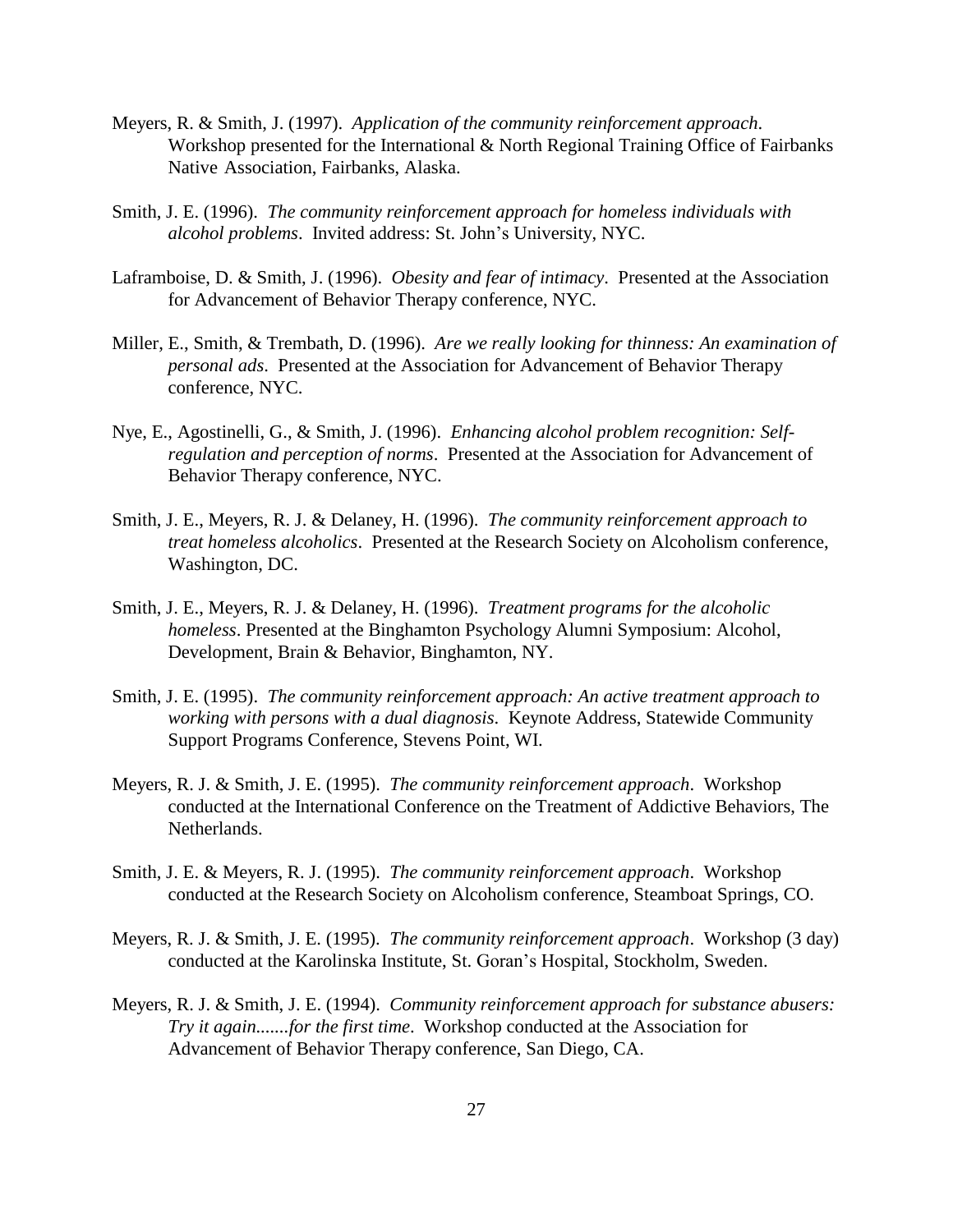Meyers, R. & Smith, J. (1997). *Application of the community reinforcement approach*. Workshop presented for the International & North Regional Training Office of Fairbanks Native Association, Fairbanks, Alaska.

Smith, J. E. (1996). *The community reinforcement approach for homeless individuals with alcohol problems*. Invited address: St. John's University, NYC.

Laframboise, D. & Smith, J. (1996). *Obesity and fear of intimacy*. Presented at the Association for Advancement of Behavior Therapy conference, NYC.

Miller, E., Smith, & Trembath, D. (1996). *Are we really looking for thinness: An examination of personal ads*. Presented at the Association for Advancement of Behavior Therapy conference, NYC.

Nye, E., Agostinelli, G., & Smith, J. (1996). *Enhancing alcohol problem recognition: Self-regulation and perception of norms*. Presented at the Association for Advancement of Behavior Therapy conference, NYC.

Smith, J. E., Meyers, R. J. & Delaney, H. (1996). *The community reinforcement approach to treat homeless alcoholics*. Presented at the Research Society on Alcoholism conference, Washington, DC.

Smith, J. E., Meyers, R. J. & Delaney, H. (1996). *Treatment programs for the alcoholic homeless*. Presented at the Binghamton Psychology Alumni Symposium: Alcohol, Development, Brain & Behavior, Binghamton, NY.

Smith, J. E. (1995). *The community reinforcement approach: An active treatment approach to working with persons with a dual diagnosis*. Keynote Address, Statewide Community Support Programs Conference, Stevens Point, WI.

Meyers, R. J. & Smith, J. E. (1995). *The community reinforcement approach*. Workshop conducted at the International Conference on the Treatment of Addictive Behaviors, The Netherlands.

Smith, J. E. & Meyers, R. J. (1995). *The community reinforcement approach*. Workshop conducted at the Research Society on Alcoholism conference, Steamboat Springs, CO.

Meyers, R. J. & Smith, J. E. (1995). *The community reinforcement approach*. Workshop (3 day) conducted at the Karolinska Institute, St. Goran's Hospital, Stockholm, Sweden.

Meyers, R. J. & Smith, J. E. (1994). *Community reinforcement approach for substance abusers: Try it again.......for the first time*. Workshop conducted at the Association for Advancement of Behavior Therapy conference, San Diego, CA.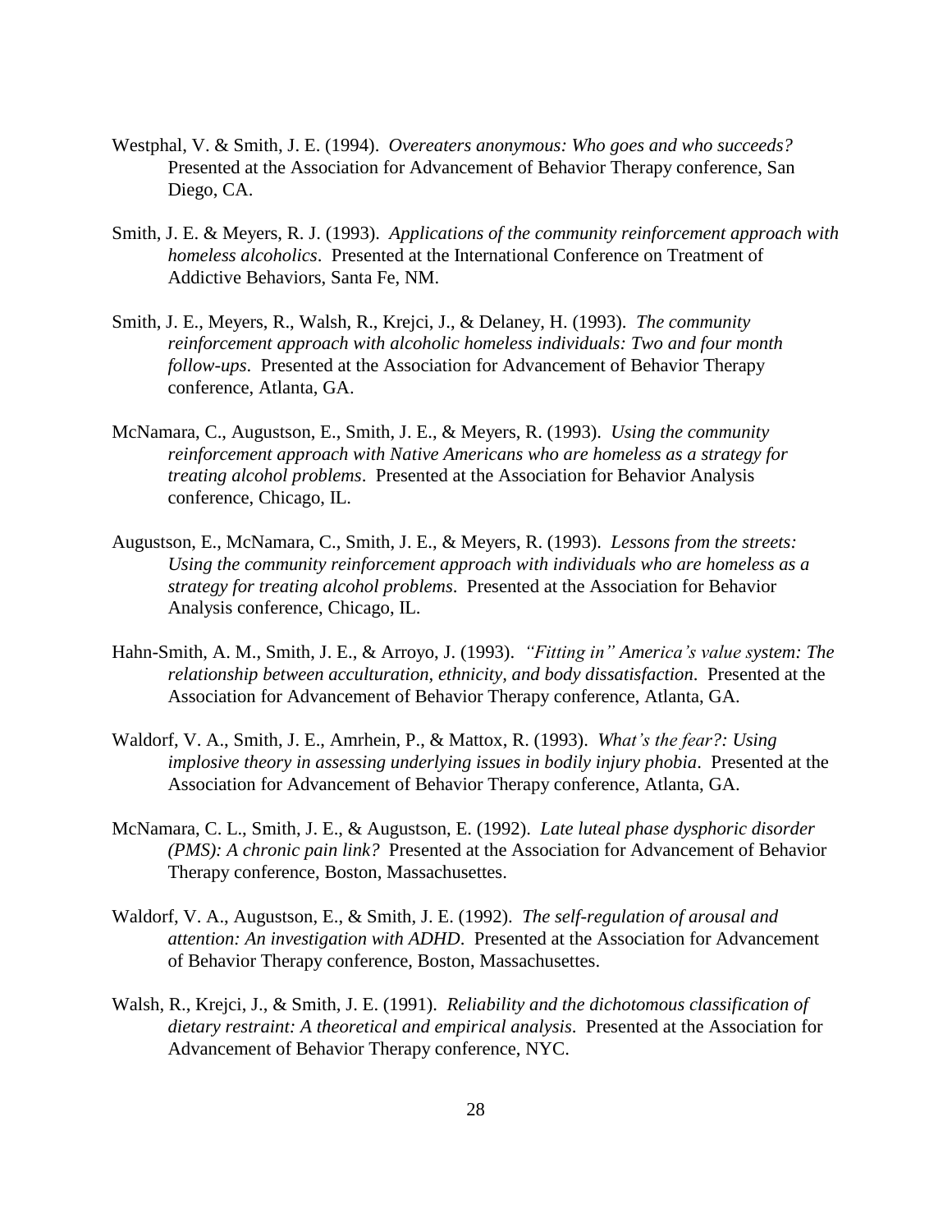Westphal, V. & Smith, J. E. (1994). *Overeaters anonymous: Who goes and who succeeds?* Presented at the Association for Advancement of Behavior Therapy conference, San Diego, CA.

Smith, J. E. & Meyers, R. J. (1993). *Applications of the community reinforcement approach with homeless alcoholics*. Presented at the International Conference on Treatment of Addictive Behaviors, Santa Fe, NM.

Smith, J. E., Meyers, R., Walsh, R., Krejci, J., & Delaney, H. (1993). *The community reinforcement approach with alcoholic homeless individuals: Two and four month follow-ups*. Presented at the Association for Advancement of Behavior Therapy conference, Atlanta, GA.

McNamara, C., Augustson, E., Smith, J. E., & Meyers, R. (1993). *Using the community reinforcement approach with Native Americans who are homeless as a strategy for treating alcohol problems*. Presented at the Association for Behavior Analysis conference, Chicago, IL.

Augustson, E., McNamara, C., Smith, J. E., & Meyers, R. (1993). *Lessons from the streets: Using the community reinforcement approach with individuals who are homeless as a strategy for treating alcohol problems*. Presented at the Association for Behavior Analysis conference, Chicago, IL.

Hahn-Smith, A. M., Smith, J. E., & Arroyo, J. (1993). *"Fitting in" America's value system: The relationship between acculturation, ethnicity, and body dissatisfaction*. Presented at the Association for Advancement of Behavior Therapy conference, Atlanta, GA.

Waldorf, V. A., Smith, J. E., Amrhein, P., & Mattox, R. (1993). *What's the fear?: Using implosive theory in assessing underlying issues in bodily injury phobia*. Presented at the Association for Advancement of Behavior Therapy conference, Atlanta, GA.

McNamara, C. L., Smith, J. E., & Augustson, E. (1992). *Late luteal phase dysphoric disorder (PMS): A chronic pain link?* Presented at the Association for Advancement of Behavior Therapy conference, Boston, Massachusettes.

Waldorf, V. A., Augustson, E., & Smith, J. E. (1992). *The self-regulation of arousal and attention: An investigation with ADHD*. Presented at the Association for Advancement of Behavior Therapy conference, Boston, Massachusettes.

Walsh, R., Krejci, J., & Smith, J. E. (1991). *Reliability and the dichotomous classification of dietary restraint: A theoretical and empirical analysis*. Presented at the Association for Advancement of Behavior Therapy conference, NYC.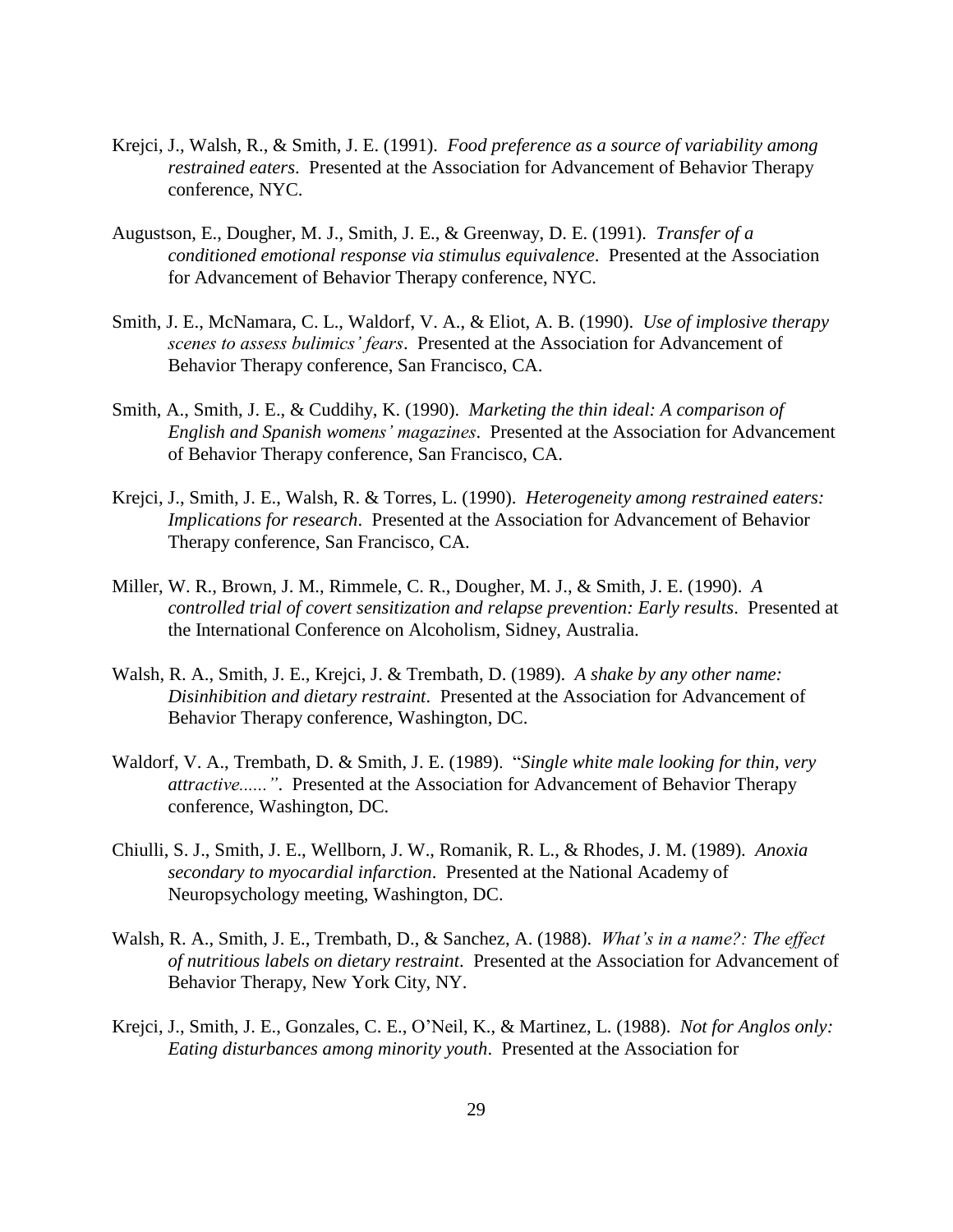Krejci, J., Walsh, R., & Smith, J. E. (1991). *Food preference as a source of variability among restrained eaters*. Presented at the Association for Advancement of Behavior Therapy conference, NYC.

Augustson, E., Dougher, M. J., Smith, J. E., & Greenway, D. E. (1991). *Transfer of a conditioned emotional response via stimulus equivalence*. Presented at the Association for Advancement of Behavior Therapy conference, NYC.

Smith, J. E., McNamara, C. L., Waldorf, V. A., & Eliot, A. B. (1990). *Use of implosive therapy scenes to assess bulimics' fears*. Presented at the Association for Advancement of Behavior Therapy conference, San Francisco, CA.

Smith, A., Smith, J. E., & Cuddihy, K. (1990). *Marketing the thin ideal: A comparison of English and Spanish womens' magazines*. Presented at the Association for Advancement of Behavior Therapy conference, San Francisco, CA.

Krejci, J., Smith, J. E., Walsh, R. & Torres, L. (1990). *Heterogeneity among restrained eaters: Implications for research*. Presented at the Association for Advancement of Behavior Therapy conference, San Francisco, CA.

Miller, W. R., Brown, J. M., Rimmele, C. R., Dougher, M. J., & Smith, J. E. (1990). *A controlled trial of covert sensitization and relapse prevention: Early results*. Presented at the International Conference on Alcoholism, Sidney, Australia.

Walsh, R. A., Smith, J. E., Krejci, J. & Trembath, D. (1989). *A shake by any other name: Disinhibition and dietary restraint*. Presented at the Association for Advancement of Behavior Therapy conference, Washington, DC.

Waldorf, V. A., Trembath, D. & Smith, J. E. (1989). "*Single white male looking for thin, very attractive......"*. Presented at the Association for Advancement of Behavior Therapy conference, Washington, DC.

Chiulli, S. J., Smith, J. E., Wellborn, J. W., Romanik, R. L., & Rhodes, J. M. (1989). *Anoxia secondary to myocardial infarction*. Presented at the National Academy of Neuropsychology meeting, Washington, DC.

Walsh, R. A., Smith, J. E., Trembath, D., & Sanchez, A. (1988). *What's in a name?: The effect of nutritious labels on dietary restraint*. Presented at the Association for Advancement of Behavior Therapy, New York City, NY.

Krejci, J., Smith, J. E., Gonzales, C. E., O'Neil, K., & Martinez, L. (1988). *Not for Anglos only: Eating disturbances among minority youth*. Presented at the Association for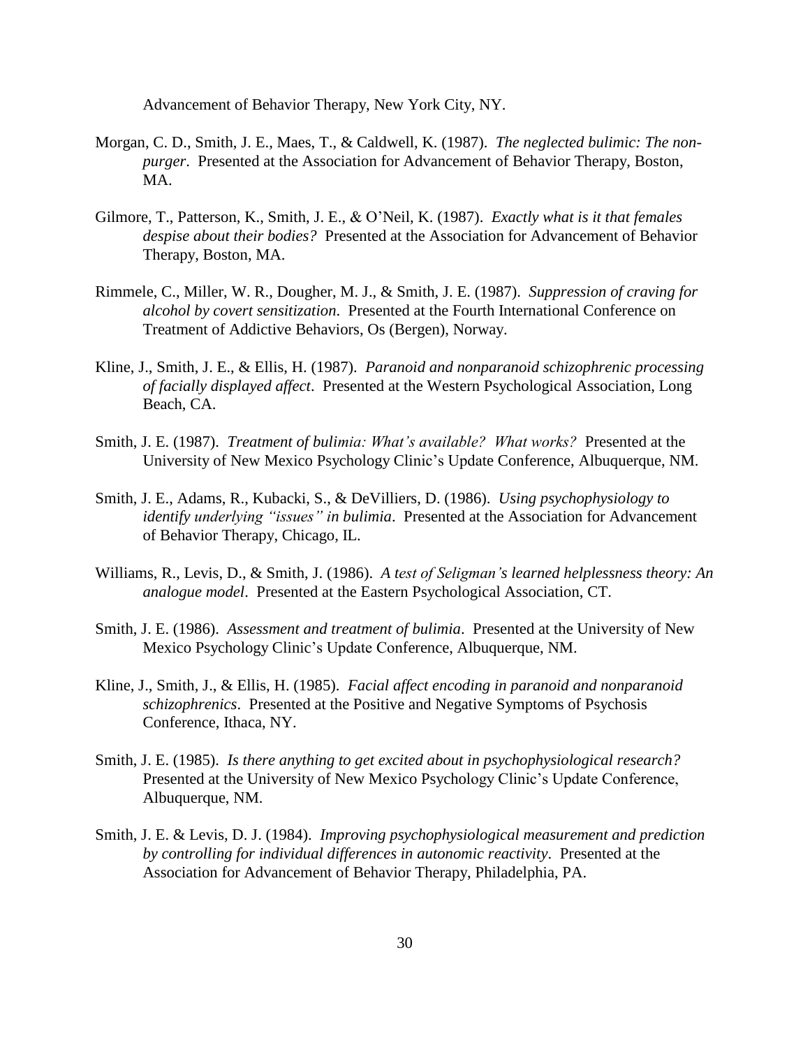Advancement of Behavior Therapy, New York City, NY.

Morgan, C. D., Smith, J. E., Maes, T., & Caldwell, K. (1987). *The neglected bulimic: The non-purger*. Presented at the Association for Advancement of Behavior Therapy, Boston, MA.

Gilmore, T., Patterson, K., Smith, J. E., & O'Neil, K. (1987). *Exactly what is it that females despise about their bodies?* Presented at the Association for Advancement of Behavior Therapy, Boston, MA.

Rimmele, C., Miller, W. R., Dougher, M. J., & Smith, J. E. (1987). *Suppression of craving for alcohol by covert sensitization*. Presented at the Fourth International Conference on Treatment of Addictive Behaviors, Os (Bergen), Norway.

Kline, J., Smith, J. E., & Ellis, H. (1987). *Paranoid and nonparanoid schizophrenic processing of facially displayed affect*. Presented at the Western Psychological Association, Long Beach, CA.

Smith, J. E. (1987). *Treatment of bulimia: What's available? What works?* Presented at the University of New Mexico Psychology Clinic's Update Conference, Albuquerque, NM.

Smith, J. E., Adams, R., Kubacki, S., & DeVilliers, D. (1986). *Using psychophysiology to identify underlying "issues" in bulimia*. Presented at the Association for Advancement of Behavior Therapy, Chicago, IL.

Williams, R., Levis, D., & Smith, J. (1986). *A test of Seligman's learned helplessness theory: An analogue model*. Presented at the Eastern Psychological Association, CT.

Smith, J. E. (1986). *Assessment and treatment of bulimia*. Presented at the University of New Mexico Psychology Clinic's Update Conference, Albuquerque, NM.

Kline, J., Smith, J., & Ellis, H. (1985). *Facial affect encoding in paranoid and nonparanoid schizophrenics*. Presented at the Positive and Negative Symptoms of Psychosis Conference, Ithaca, NY.

Smith, J. E. (1985). *Is there anything to get excited about in psychophysiological research?* Presented at the University of New Mexico Psychology Clinic's Update Conference, Albuquerque, NM.

Smith, J. E. & Levis, D. J. (1984). *Improving psychophysiological measurement and prediction by controlling for individual differences in autonomic reactivity*. Presented at the Association for Advancement of Behavior Therapy, Philadelphia, PA.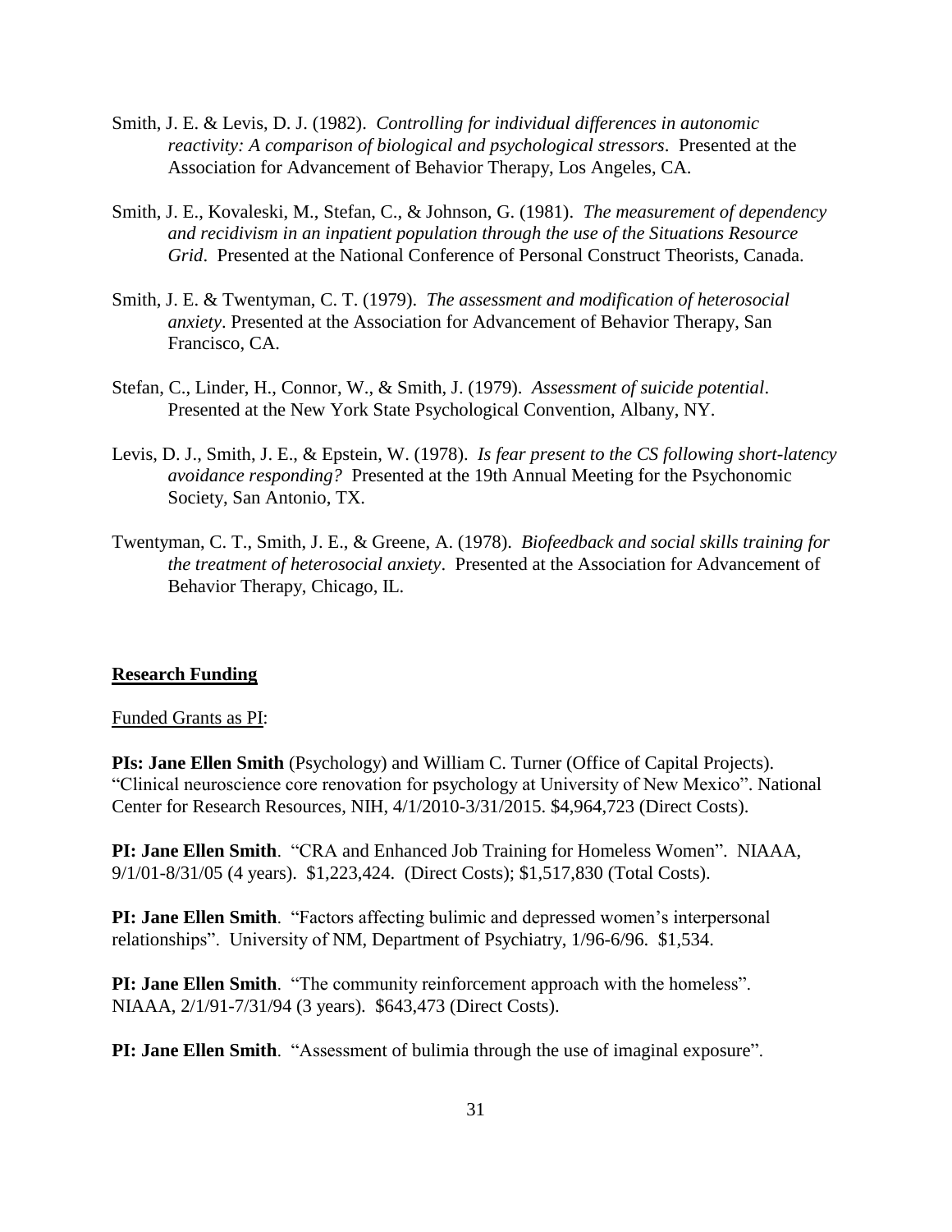Smith, J. E. & Levis, D. J. (1982). *Controlling for individual differences in autonomic reactivity: A comparison of biological and psychological stressors*. Presented at the Association for Advancement of Behavior Therapy, Los Angeles, CA.

Smith, J. E., Kovaleski, M., Stefan, C., & Johnson, G. (1981). *The measurement of dependency and recidivism in an inpatient population through the use of the Situations Resource Grid*. Presented at the National Conference of Personal Construct Theorists, Canada.

Smith, J. E. & Twentyman, C. T. (1979). *The assessment and modification of heterosocial anxiety*. Presented at the Association for Advancement of Behavior Therapy, San Francisco, CA.

Stefan, C., Linder, H., Connor, W., & Smith, J. (1979). *Assessment of suicide potential*. Presented at the New York State Psychological Convention, Albany, NY.

Levis, D. J., Smith, J. E., & Epstein, W. (1978). *Is fear present to the CS following short-latency avoidance responding?* Presented at the 19th Annual Meeting for the Psychonomic Society, San Antonio, TX.

Twentyman, C. T., Smith, J. E., & Greene, A. (1978). *Biofeedback and social skills training for the treatment of heterosocial anxiety*. Presented at the Association for Advancement of Behavior Therapy, Chicago, IL.

## Research Funding

Funded Grants as PI:

**PIs: Jane Ellen Smith** (Psychology) and William C. Turner (Office of Capital Projects). "Clinical neuroscience core renovation for psychology at University of New Mexico". National Center for Research Resources, NIH, 4/1/2010-3/31/2015. $4,964,723 (Direct Costs).

**PI: Jane Ellen Smith**. "CRA and Enhanced Job Training for Homeless Women". NIAAA, 9/1/01-8/31/05 (4 years). $1,223,424. (Direct Costs); $1,517,830 (Total Costs).

**PI: Jane Ellen Smith**. "Factors affecting bulimic and depressed women's interpersonal relationships". University of NM, Department of Psychiatry, 1/96-6/96. $1,534.

**PI: Jane Ellen Smith**. "The community reinforcement approach with the homeless". NIAAA, 2/1/91-7/31/94 (3 years). $643,473 (Direct Costs).

**PI: Jane Ellen Smith**. "Assessment of bulimia through the use of imaginal exposure".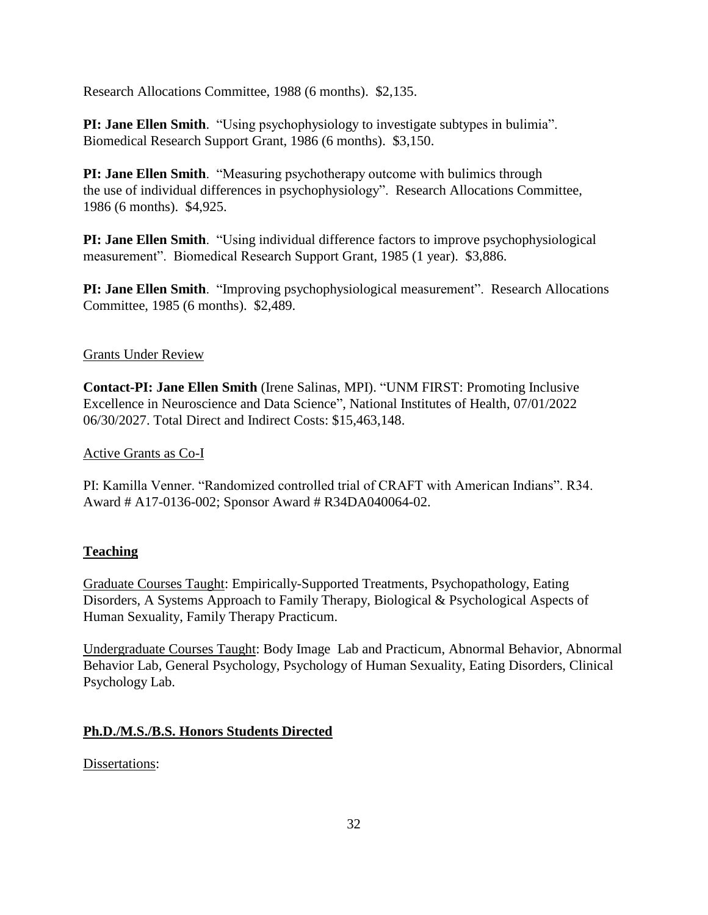Research Allocations Committee, 1988 (6 months). $2,135.

**PI: Jane Ellen Smith**. "Using psychophysiology to investigate subtypes in bulimia". Biomedical Research Support Grant, 1986 (6 months). $3,150.

**PI: Jane Ellen Smith**. "Measuring psychotherapy outcome with bulimics through the use of individual differences in psychophysiology". Research Allocations Committee, 1986 (6 months). $4,925.

**PI: Jane Ellen Smith**. "Using individual difference factors to improve psychophysiological measurement". Biomedical Research Support Grant, 1985 (1 year). $3,886.

**PI: Jane Ellen Smith**. "Improving psychophysiological measurement". Research Allocations Committee, 1985 (6 months). $2,489.

Grants Under Review

**Contact-PI: Jane Ellen Smith** (Irene Salinas, MPI). "UNM FIRST: Promoting Inclusive Excellence in Neuroscience and Data Science", National Institutes of Health, 07/01/2022 06/30/2027. Total Direct and Indirect Costs: $15,463,148.

Active Grants as Co-I

PI: Kamilla Venner. "Randomized controlled trial of CRAFT with American Indians". R34. Award # A17-0136-002; Sponsor Award # R34DA040064-02.

## Teaching

Graduate Courses Taught: Empirically-Supported Treatments, Psychopathology, Eating Disorders, A Systems Approach to Family Therapy, Biological & Psychological Aspects of Human Sexuality, Family Therapy Practicum.

Undergraduate Courses Taught: Body Image Lab and Practicum, Abnormal Behavior, Abnormal Behavior Lab, General Psychology, Psychology of Human Sexuality, Eating Disorders, Clinical Psychology Lab.

## Ph.D./M.S./B.S. Honors Students Directed

Dissertations: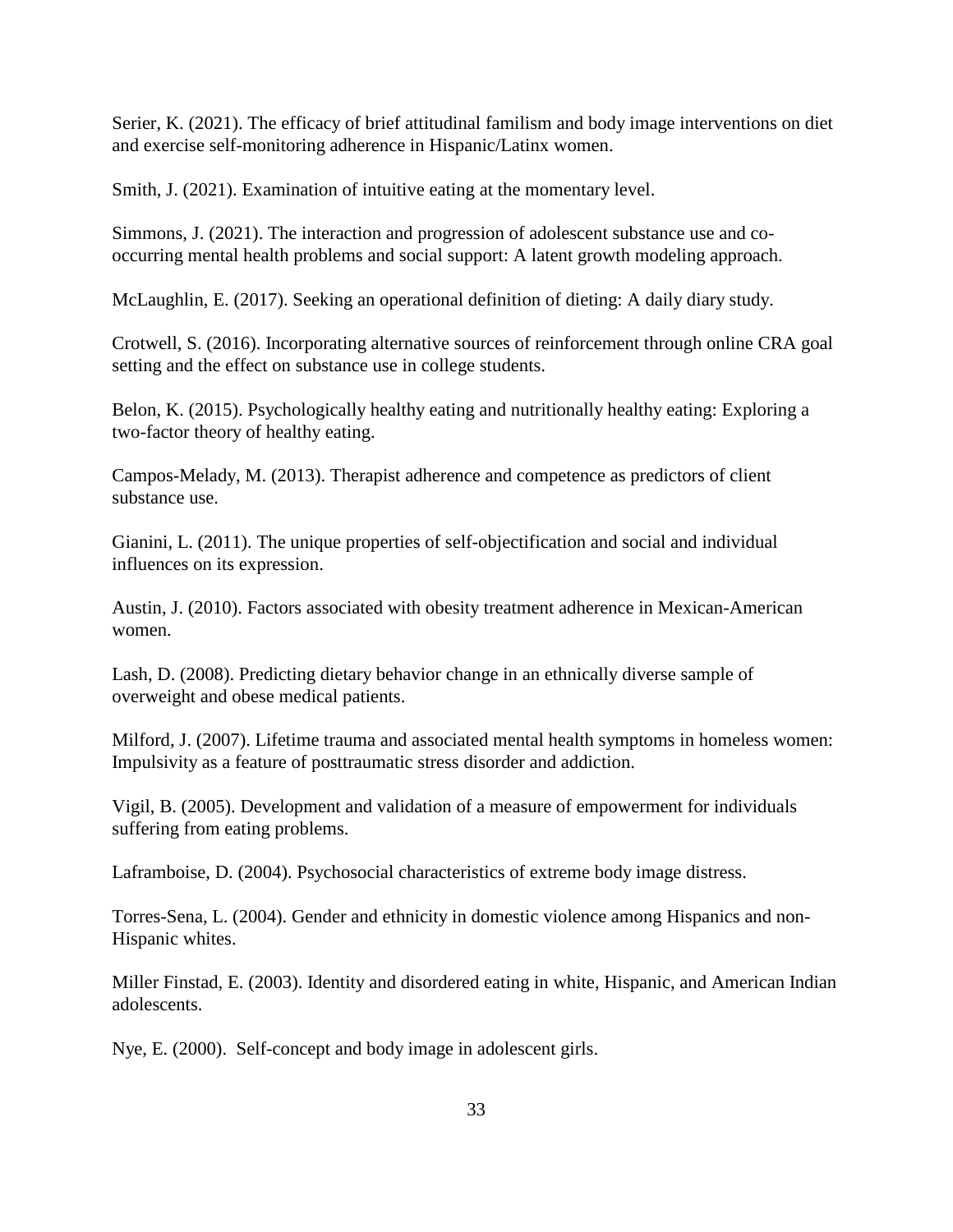Serier, K. (2021). The efficacy of brief attitudinal familism and body image interventions on diet and exercise self-monitoring adherence in Hispanic/Latinx women.

Smith, J. (2021). Examination of intuitive eating at the momentary level.

Simmons, J. (2021). The interaction and progression of adolescent substance use and co-occurring mental health problems and social support: A latent growth modeling approach.

McLaughlin, E. (2017). Seeking an operational definition of dieting: A daily diary study.

Crotwell, S. (2016). Incorporating alternative sources of reinforcement through online CRA goal setting and the effect on substance use in college students.

Belon, K. (2015). Psychologically healthy eating and nutritionally healthy eating: Exploring a two-factor theory of healthy eating.

Campos-Melady, M. (2013). Therapist adherence and competence as predictors of client substance use.

Gianini, L. (2011). The unique properties of self-objectification and social and individual influences on its expression.

Austin, J. (2010). Factors associated with obesity treatment adherence in Mexican-American women.

Lash, D. (2008). Predicting dietary behavior change in an ethnically diverse sample of overweight and obese medical patients.

Milford, J. (2007). Lifetime trauma and associated mental health symptoms in homeless women: Impulsivity as a feature of posttraumatic stress disorder and addiction.

Vigil, B. (2005). Development and validation of a measure of empowerment for individuals suffering from eating problems.

Laframboise, D. (2004). Psychosocial characteristics of extreme body image distress.

Torres-Sena, L. (2004). Gender and ethnicity in domestic violence among Hispanics and non-Hispanic whites.

Miller Finstad, E. (2003). Identity and disordered eating in white, Hispanic, and American Indian adolescents.

Nye, E. (2000). Self-concept and body image in adolescent girls.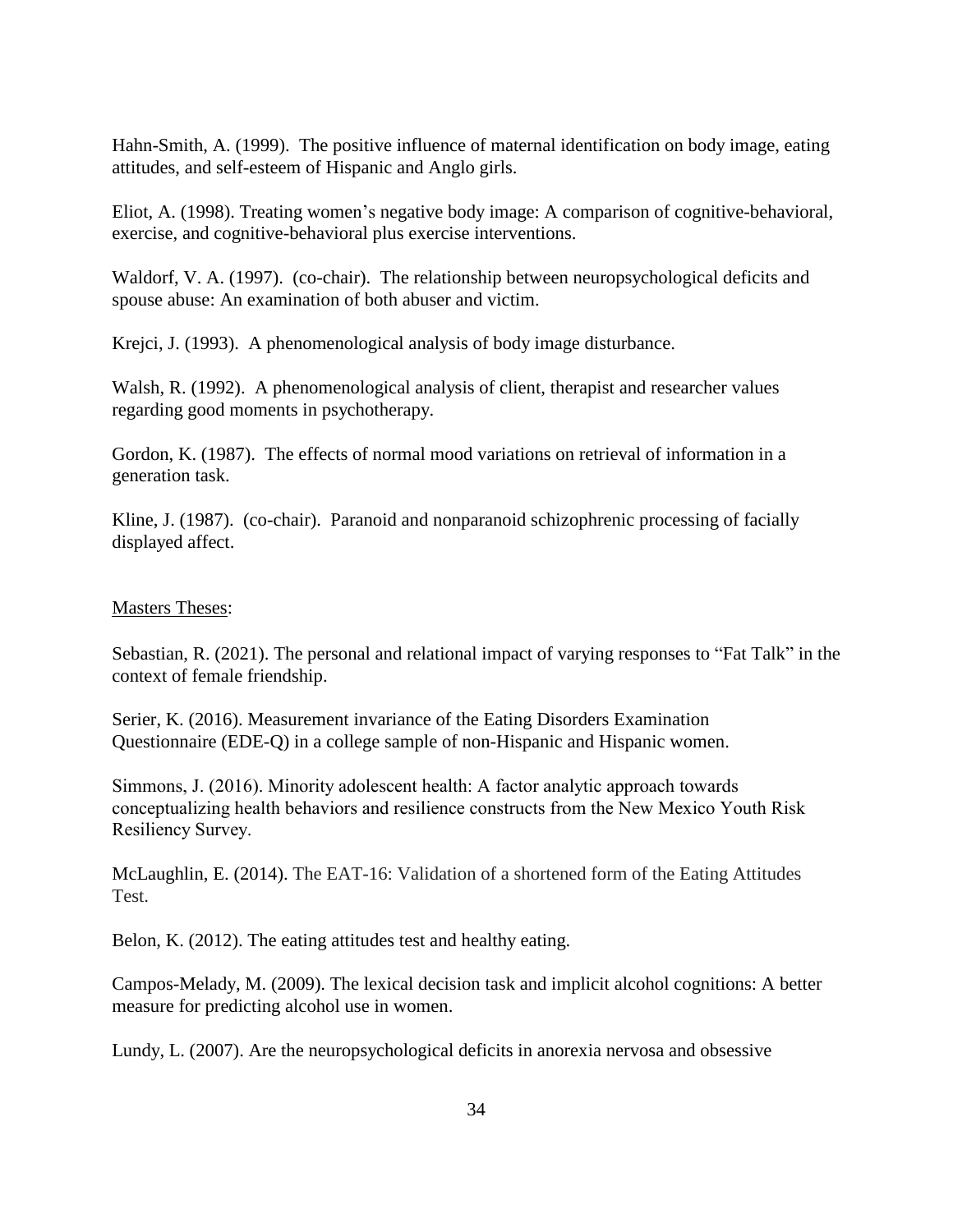Hahn-Smith, A. (1999). The positive influence of maternal identification on body image, eating attitudes, and self-esteem of Hispanic and Anglo girls.

Eliot, A. (1998). Treating women's negative body image: A comparison of cognitive-behavioral, exercise, and cognitive-behavioral plus exercise interventions.

Waldorf, V. A. (1997). (co-chair). The relationship between neuropsychological deficits and spouse abuse: An examination of both abuser and victim.

Krejci, J. (1993). A phenomenological analysis of body image disturbance.

Walsh, R. (1992). A phenomenological analysis of client, therapist and researcher values regarding good moments in psychotherapy.

Gordon, K. (1987). The effects of normal mood variations on retrieval of information in a generation task.

Kline, J. (1987). (co-chair). Paranoid and nonparanoid schizophrenic processing of facially displayed affect.

<u>Masters Theses</u>:

Sebastian, R. (2021). The personal and relational impact of varying responses to "Fat Talk" in the context of female friendship.

Serier, K. (2016). Measurement invariance of the Eating Disorders Examination Questionnaire (EDE-Q) in a college sample of non-Hispanic and Hispanic women.

Simmons, J. (2016). Minority adolescent health: A factor analytic approach towards conceptualizing health behaviors and resilience constructs from the New Mexico Youth Risk Resiliency Survey.

McLaughlin, E. (2014). The EAT-16: Validation of a shortened form of the Eating Attitudes Test.

Belon, K. (2012). The eating attitudes test and healthy eating.

Campos-Melady, M. (2009). The lexical decision task and implicit alcohol cognitions: A better measure for predicting alcohol use in women.

Lundy, L. (2007). Are the neuropsychological deficits in anorexia nervosa and obsessive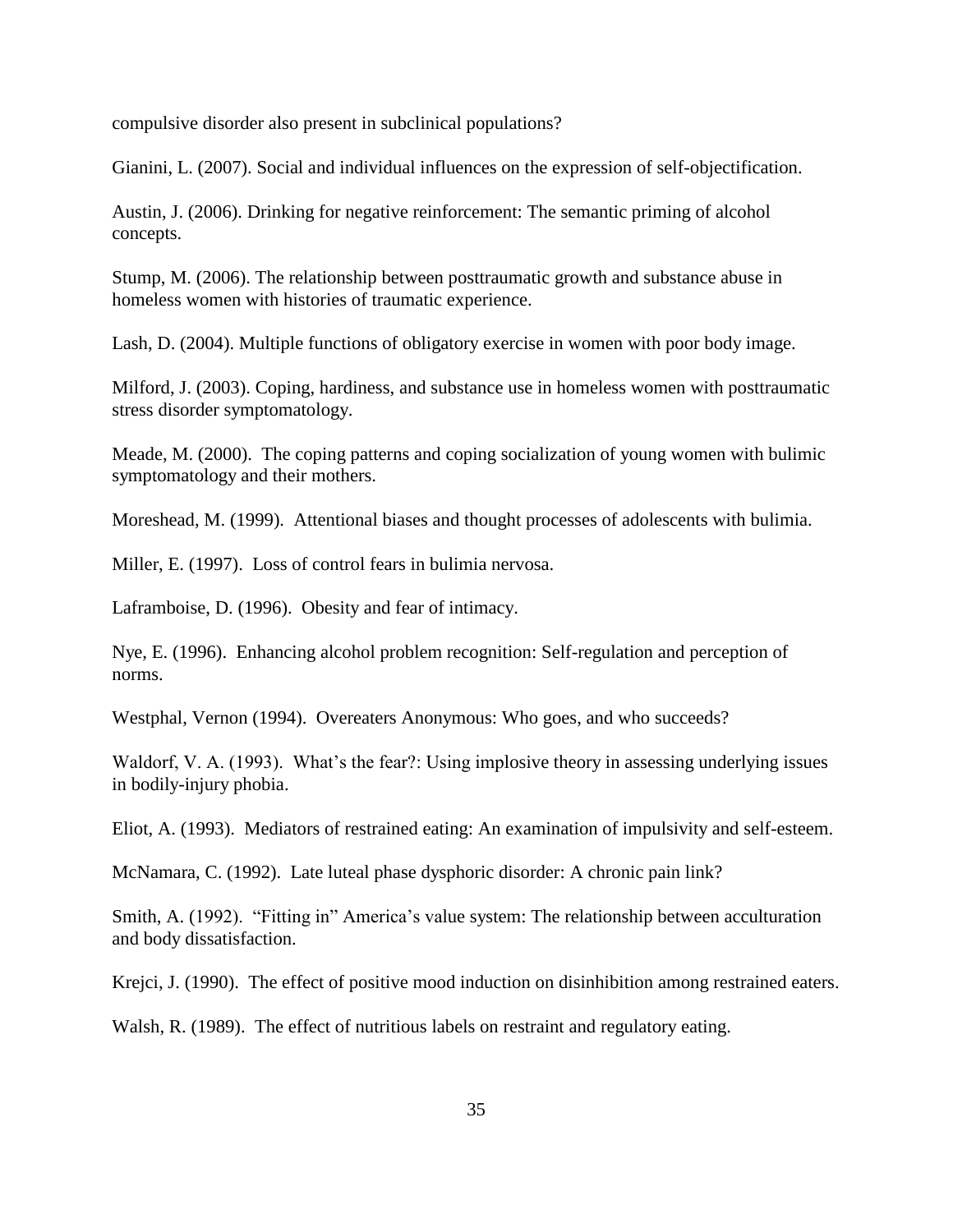compulsive disorder also present in subclinical populations?

Gianini, L. (2007). Social and individual influences on the expression of self-objectification.

Austin, J. (2006). Drinking for negative reinforcement: The semantic priming of alcohol concepts.

Stump, M. (2006). The relationship between posttraumatic growth and substance abuse in homeless women with histories of traumatic experience.

Lash, D. (2004). Multiple functions of obligatory exercise in women with poor body image.

Milford, J. (2003). Coping, hardiness, and substance use in homeless women with posttraumatic stress disorder symptomatology.

Meade, M. (2000). The coping patterns and coping socialization of young women with bulimic symptomatology and their mothers.

Moreshead, M. (1999). Attentional biases and thought processes of adolescents with bulimia.

Miller, E. (1997). Loss of control fears in bulimia nervosa.

Laframboise, D. (1996). Obesity and fear of intimacy.

Nye, E. (1996). Enhancing alcohol problem recognition: Self-regulation and perception of norms.

Westphal, Vernon (1994). Overeaters Anonymous: Who goes, and who succeeds?

Waldorf, V. A. (1993). What's the fear?: Using implosive theory in assessing underlying issues in bodily-injury phobia.

Eliot, A. (1993). Mediators of restrained eating: An examination of impulsivity and self-esteem.

McNamara, C. (1992). Late luteal phase dysphoric disorder: A chronic pain link?

Smith, A. (1992). "Fitting in" America's value system: The relationship between acculturation and body dissatisfaction.

Krejci, J. (1990). The effect of positive mood induction on disinhibition among restrained eaters.

Walsh, R. (1989). The effect of nutritious labels on restraint and regulatory eating.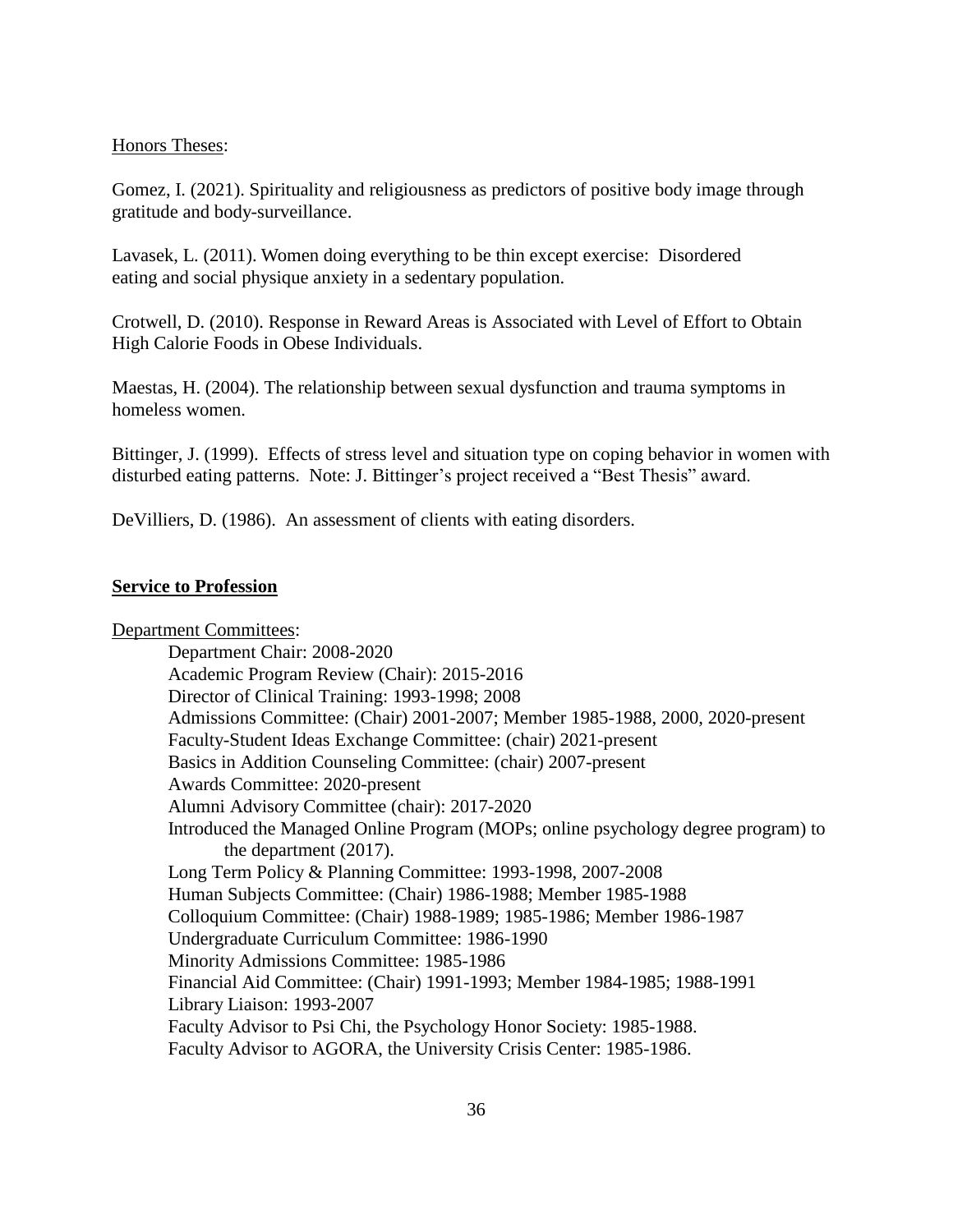Honors Theses:

Gomez, I. (2021). Spirituality and religiousness as predictors of positive body image through gratitude and body-surveillance.

Lavasek, L. (2011). Women doing everything to be thin except exercise: Disordered eating and social physique anxiety in a sedentary population.

Crotwell, D. (2010). Response in Reward Areas is Associated with Level of Effort to Obtain High Calorie Foods in Obese Individuals.

Maestas, H. (2004). The relationship between sexual dysfunction and trauma symptoms in homeless women.

Bittinger, J. (1999). Effects of stress level and situation type on coping behavior in women with disturbed eating patterns. Note: J. Bittinger's project received a "Best Thesis" award.

DeVilliers, D. (1986). An assessment of clients with eating disorders.

## **Service to Profession**

Department Committees:

- Department Chair: 2008-2020
- Academic Program Review (Chair): 2015-2016
- Director of Clinical Training: 1993-1998; 2008
- Admissions Committee: (Chair) 2001-2007; Member 1985-1988, 2000, 2020-present
- Faculty-Student Ideas Exchange Committee: (chair) 2021-present
- Basics in Addition Counseling Committee: (chair) 2007-present
- Awards Committee: 2020-present
- Alumni Advisory Committee (chair): 2017-2020
- Introduced the Managed Online Program (MOPs; online psychology degree program) to the department (2017).
- Long Term Policy & Planning Committee: 1993-1998, 2007-2008
- Human Subjects Committee: (Chair) 1986-1988; Member 1985-1988
- Colloquium Committee: (Chair) 1988-1989; 1985-1986; Member 1986-1987
- Undergraduate Curriculum Committee: 1986-1990
- Minority Admissions Committee: 1985-1986
- Financial Aid Committee: (Chair) 1991-1993; Member 1984-1985; 1988-1991
- Library Liaison: 1993-2007
- Faculty Advisor to Psi Chi, the Psychology Honor Society: 1985-1988.
- Faculty Advisor to AGORA, the University Crisis Center: 1985-1986.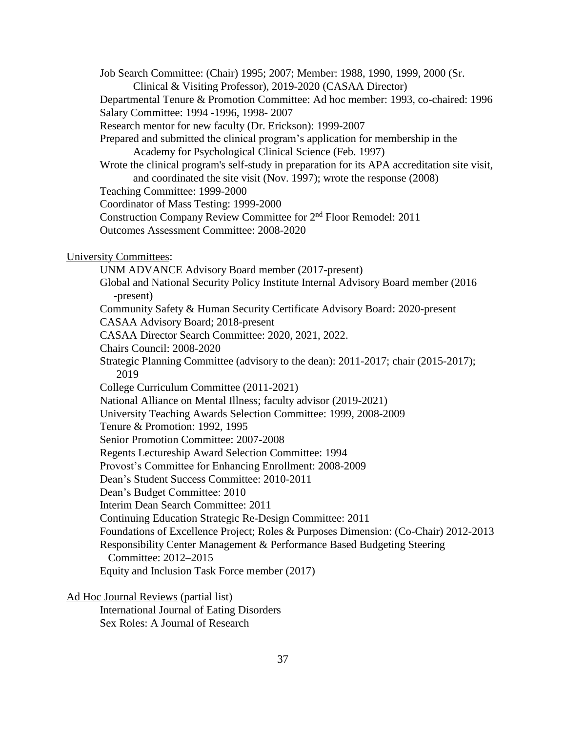Job Search Committee: (Chair) 1995; 2007; Member: 1988, 1990, 1999, 2000 (Sr. Clinical & Visiting Professor), 2019-2020 (CASAA Director)

Departmental Tenure & Promotion Committee: Ad hoc member: 1993, co-chaired: 1996

Salary Committee: 1994 -1996, 1998- 2007

Research mentor for new faculty (Dr. Erickson): 1999-2007

Prepared and submitted the clinical program's application for membership in the Academy for Psychological Clinical Science (Feb. 1997)

Wrote the clinical program's self-study in preparation for its APA accreditation site visit, and coordinated the site visit (Nov. 1997); wrote the response (2008)

Teaching Committee: 1999-2000

Coordinator of Mass Testing: 1999-2000

Construction Company Review Committee for 2nd Floor Remodel: 2011

Outcomes Assessment Committee: 2008-2020

<u>University Committees</u>:

UNM ADVANCE Advisory Board member (2017-present)

Global and National Security Policy Institute Internal Advisory Board member (2016 -present)

Community Safety & Human Security Certificate Advisory Board: 2020-present

CASAA Advisory Board; 2018-present

CASAA Director Search Committee: 2020, 2021, 2022.

Chairs Council: 2008-2020

Strategic Planning Committee (advisory to the dean): 2011-2017; chair (2015-2017); 2019

College Curriculum Committee (2011-2021)

National Alliance on Mental Illness; faculty advisor (2019-2021)

University Teaching Awards Selection Committee: 1999, 2008-2009

Tenure & Promotion: 1992, 1995

Senior Promotion Committee: 2007-2008

Regents Lectureship Award Selection Committee: 1994

Provost's Committee for Enhancing Enrollment: 2008-2009

Dean's Student Success Committee: 2010-2011

Dean's Budget Committee: 2010

Interim Dean Search Committee: 2011

Continuing Education Strategic Re-Design Committee: 2011

Foundations of Excellence Project; Roles & Purposes Dimension: (Co-Chair) 2012-2013

Responsibility Center Management & Performance Based Budgeting Steering Committee: 2012–2015

Equity and Inclusion Task Force member (2017)

<u>Ad Hoc Journal Reviews</u> (partial list)

International Journal of Eating Disorders

Sex Roles: A Journal of Research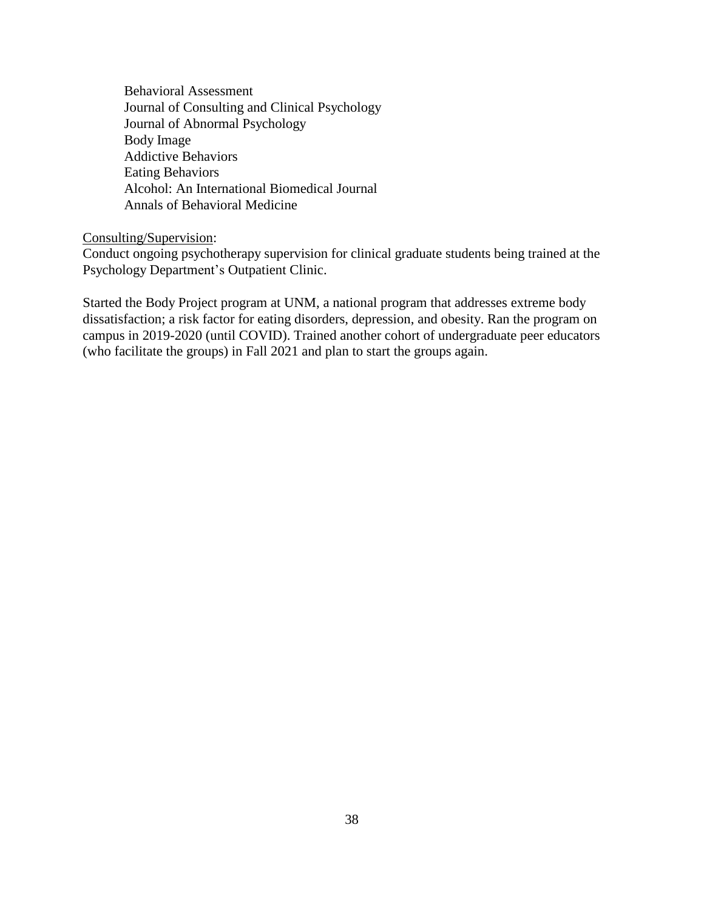Behavioral Assessment
Journal of Consulting and Clinical Psychology
Journal of Abnormal Psychology
Body Image
Addictive Behaviors
Eating Behaviors
Alcohol: An International Biomedical Journal
Annals of Behavioral Medicine

<u>Consulting/Supervision</u>:
Conduct ongoing psychotherapy supervision for clinical graduate students being trained at the Psychology Department's Outpatient Clinic.

Started the Body Project program at UNM, a national program that addresses extreme body dissatisfaction; a risk factor for eating disorders, depression, and obesity. Ran the program on campus in 2019-2020 (until COVID). Trained another cohort of undergraduate peer educators (who facilitate the groups) in Fall 2021 and plan to start the groups again.